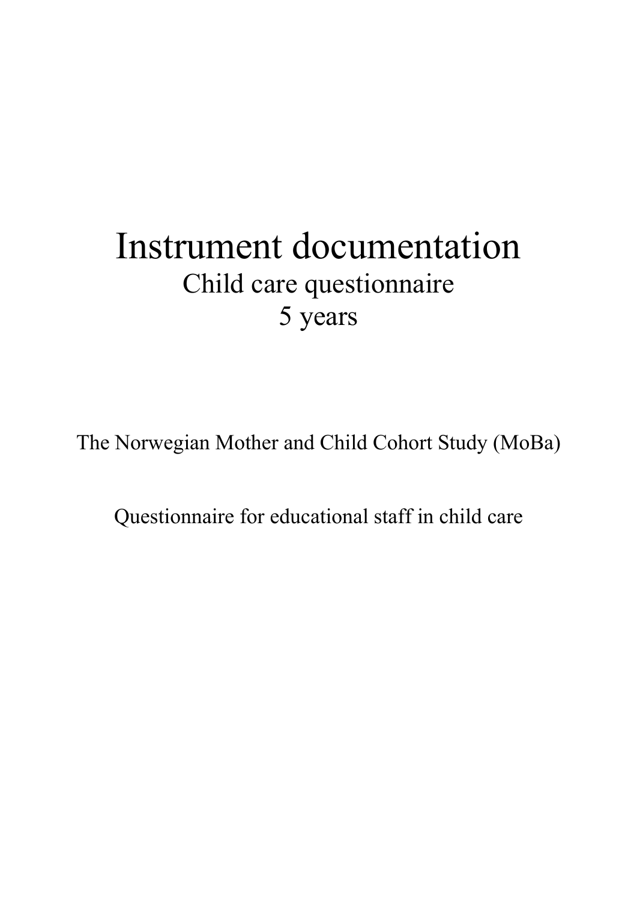# Instrument documentation

Child care questionnaire

5 years

The Norwegian Mother and Child Cohort Study (MoBa)

Questionnaire for educational staff in child care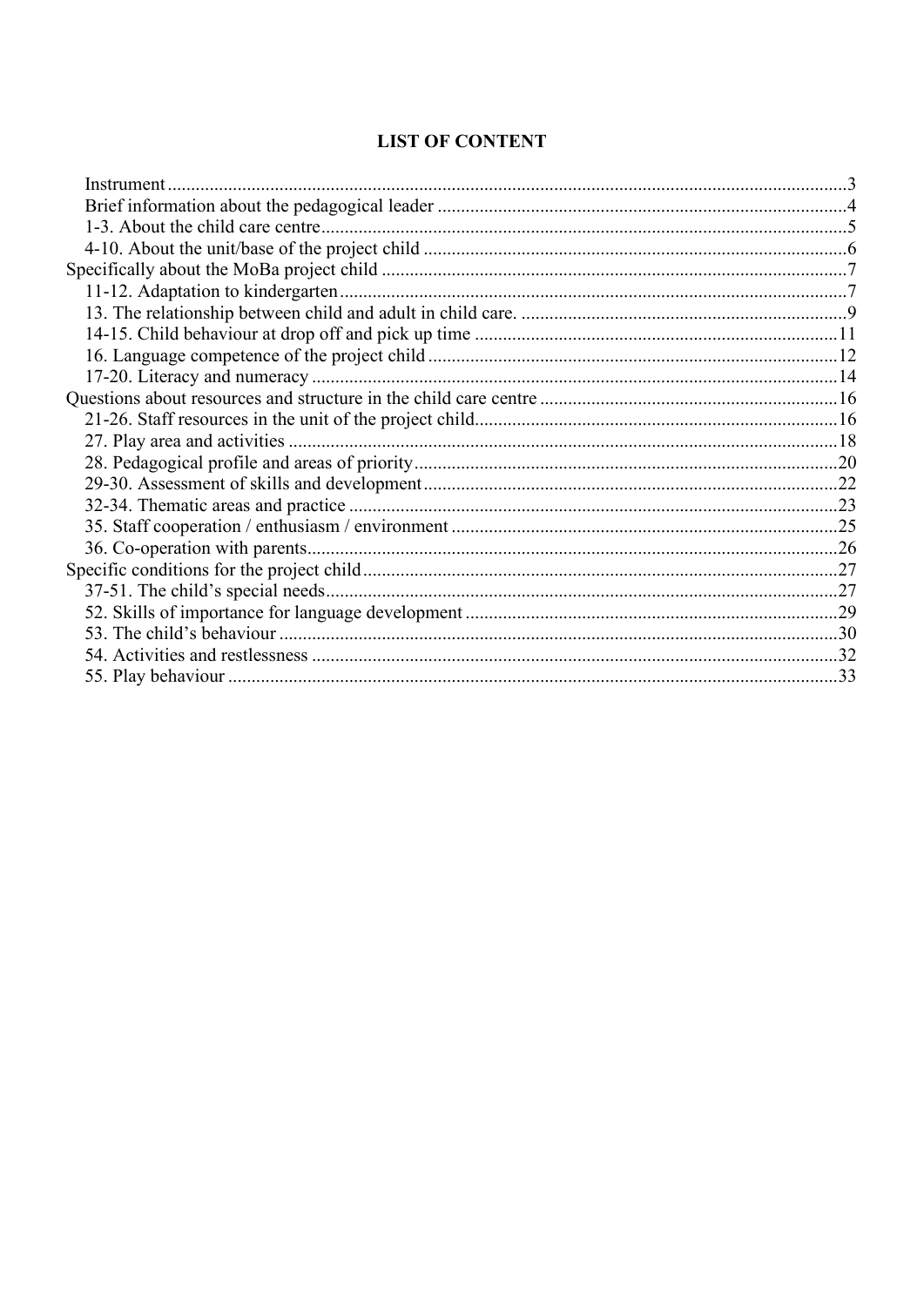# LIST OF CONTENT

- Instrument ........ 3
- Brief information about the pedagogical leader ........ 4
- 1-3. About the child care centre ........ 5
- 4-10. About the unit/base of the project child ........ 6

Specifically about the MoBa project child ........ 7

- 11-12. Adaptation to kindergarten ........ 7
- 13. The relationship between child and adult in child care. ........ 9
- 14-15. Child behaviour at drop off and pick up time ........ 11
- 16. Language competence of the project child ........ 12
- 17-20. Literacy and numeracy ........ 14

Questions about resources and structure in the child care centre ........ 16

- 21-26. Staff resources in the unit of the project child ........ 16
- 27. Play area and activities ........ 18
- 28. Pedagogical profile and areas of priority ........ 20
- 29-30. Assessment of skills and development ........ 22
- 32-34. Thematic areas and practice ........ 23
- 35. Staff cooperation / enthusiasm / environment ........ 25
- 36. Co-operation with parents ........ 26

Specific conditions for the project child ........ 27

- 37-51. The child's special needs ........ 27
- 52. Skills of importance for language development ........ 29
- 53. The child's behaviour ........ 30
- 54. Activities and restlessness ........ 32
- 55. Play behaviour ........ 33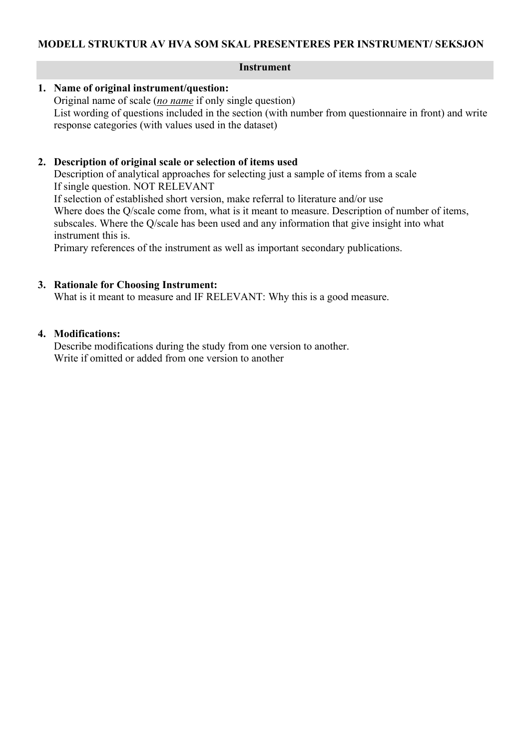**MODELL STRUKTUR AV HVA SOM SKAL PRESENTERES PER INSTRUMENT/ SEKSJON**

## Instrument

1. **Name of original instrument/question:**
   Original name of scale (*__no name__* if only single question)
   List wording of questions included in the section (with number from questionnaire in front) and write response categories (with values used in the dataset)

2. **Description of original scale or selection of items used**
   Description of analytical approaches for selecting just a sample of items from a scale
   If single question. NOT RELEVANT
   If selection of established short version, make referral to literature and/or use
   Where does the Q/scale come from, what is it meant to measure. Description of number of items, subscales. Where the Q/scale has been used and any information that give insight into what instrument this is.
   Primary references of the instrument as well as important secondary publications.

3. **Rationale for Choosing Instrument:**
   What is it meant to measure and IF RELEVANT: Why this is a good measure.

4. **Modifications:**
   Describe modifications during the study from one version to another.
   Write if omitted or added from one version to another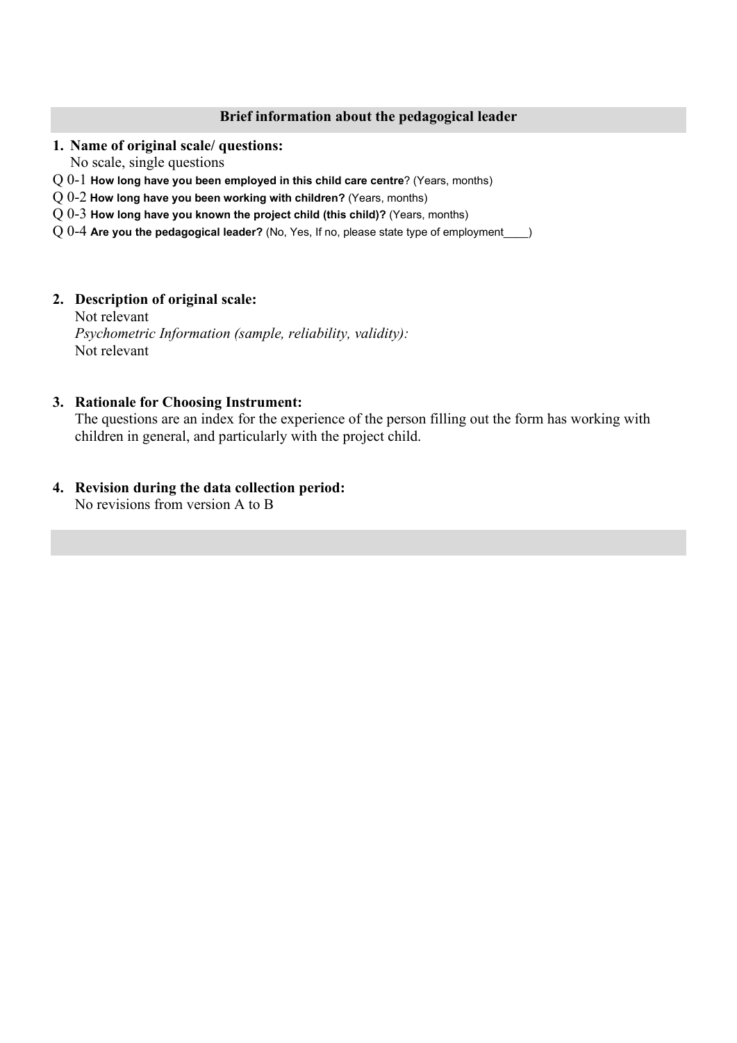## Brief information about the pedagogical leader

1. **Name of original scale/ questions:**
   No scale, single questions

Q 0-1 **How long have you been employed in this child care centre**? (Years, months)
Q 0-2 **How long have you been working with children?** (Years, months)
Q 0-3 **How long have you known the project child (this child)?** (Years, months)
Q 0-4 **Are you the pedagogical leader?** (No, Yes, If no, please state type of employment____)

2. **Description of original scale:**
   Not relevant
   *Psychometric Information (sample, reliability, validity):*
   Not relevant

3. **Rationale for Choosing Instrument:**
   The questions are an index for the experience of the person filling out the form has working with children in general, and particularly with the project child.

4. **Revision during the data collection period:**
   No revisions from version A to B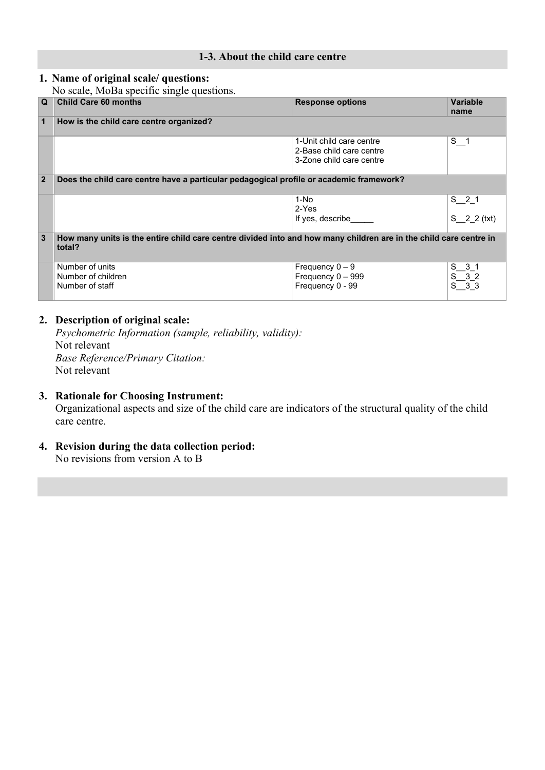## 1-3. About the child care centre

### 1. Name of original scale/ questions:

No scale, MoBa specific single questions.

| Q | Child Care 60 months | Response options | Variable name |
|---|---|---|---|
| **1** | **How is the child care centre organized?** | | |
| | | 1-Unit child care centre<br>2-Base child care centre<br>3-Zone child care centre | S__1 |
| **2** | **Does the child care centre have a particular pedagogical profile or academic framework?** | | |
| | | 1-No<br>2-Yes<br>If yes, describe_____ | S__2_1<br><br>S__2_2 (txt) |
| **3** | **How many units is the entire child care centre divided into and how many children are in the child care centre in total?** | | |
| | Number of units<br>Number of children<br>Number of staff | Frequency 0 – 9<br>Frequency 0 – 999<br>Frequency 0 - 99 | S__3_1<br>S__3_2<br>S__3_3 |

### 2. Description of original scale:

*Psychometric Information (sample, reliability, validity):*
Not relevant
*Base Reference/Primary Citation:*
Not relevant

### 3. Rationale for Choosing Instrument:

Organizational aspects and size of the child care are indicators of the structural quality of the child care centre.

### 4. Revision during the data collection period:

No revisions from version A to B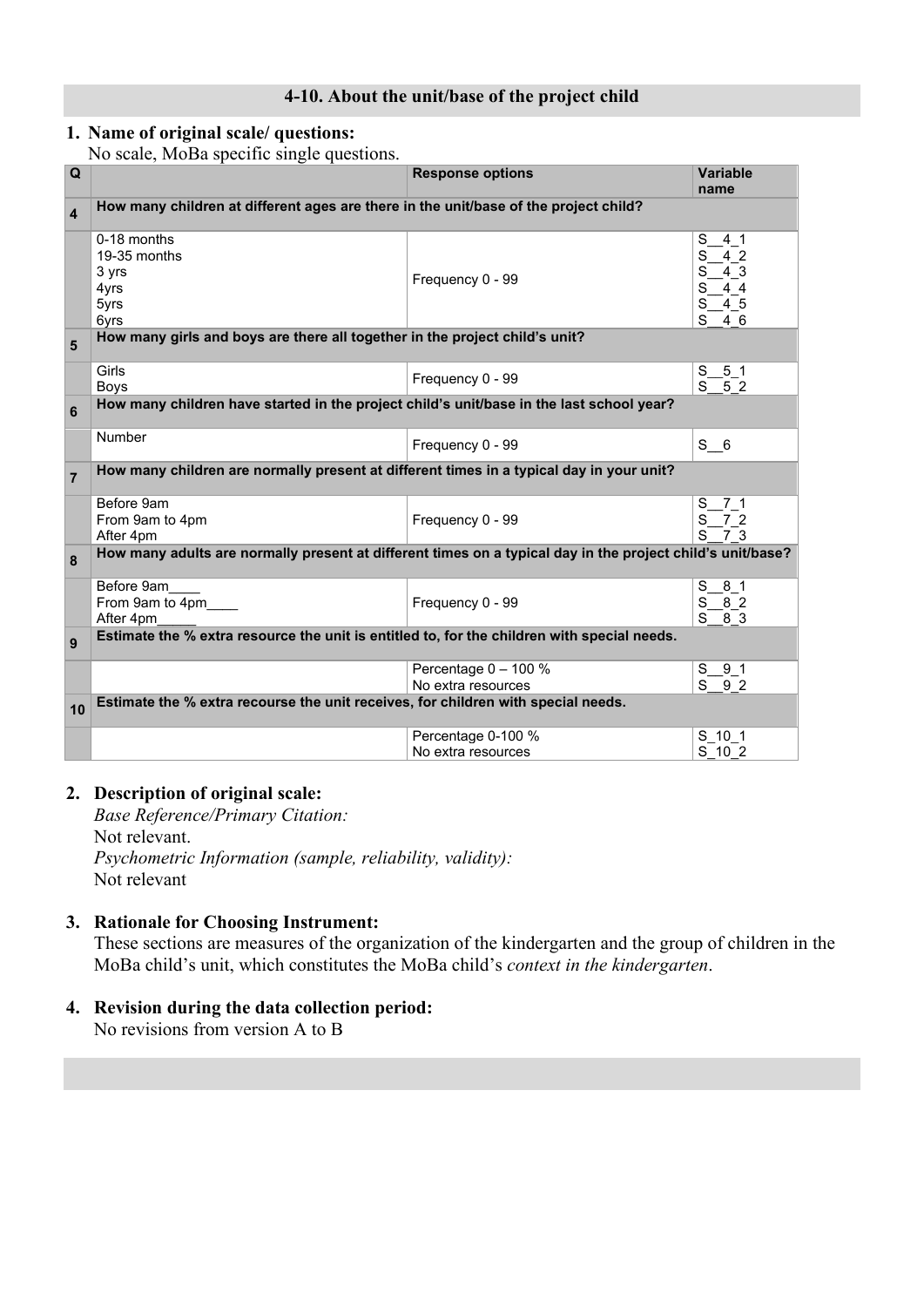## 4-10. About the unit/base of the project child

**1. Name of original scale/ questions:**
No scale, MoBa specific single questions.

| Q | | Response options | Variable name |
|---|---|---|---|
| **4** | **How many children at different ages are there in the unit/base of the project child?** | | |
| | 0-18 months<br>19-35 months<br>3 yrs<br>4yrs<br>5yrs<br>6yrs | Frequency 0 - 99 | S__4_1<br>S__4_2<br>S__4_3<br>S__4_4<br>S__4_5<br>S__4_6 |
| **5** | **How many girls and boys are there all together in the project child's unit?** | | |
| | Girls<br>Boys | Frequency 0 - 99 | S__5_1<br>S__5_2 |
| **6** | **How many children have started in the project child's unit/base in the last school year?** | | |
| | Number | Frequency 0 - 99 | S__6 |
| **7** | **How many children are normally present at different times in a typical day in your unit?** | | |
| | Before 9am<br>From 9am to 4pm<br>After 4pm | Frequency 0 - 99 | S__7_1<br>S__7_2<br>S__7_3 |
| **8** | **How many adults are normally present at different times on a typical day in the project child's unit/base?** | | |
| | Before 9am____<br>From 9am to 4pm____<br>After 4pm_____ | Frequency 0 - 99 | S__8_1<br>S__8_2<br>S__8_3 |
| **9** | **Estimate the % extra resource the unit is entitled to, for the children with special needs.** | | |
| | | Percentage 0 – 100 %<br>No extra resources | S__9_1<br>S__9_2 |
| **10** | **Estimate the % extra recourse the unit receives, for children with special needs.** | | |
| | | Percentage 0-100 %<br>No extra resources | S_10_1<br>S_10_2 |

**2. Description of original scale:**
*Base Reference/Primary Citation:*
Not relevant.
*Psychometric Information (sample, reliability, validity):*
Not relevant

**3. Rationale for Choosing Instrument:**
These sections are measures of the organization of the kindergarten and the group of children in the MoBa child's unit, which constitutes the MoBa child's *context in the kindergarten*.

**4. Revision during the data collection period:**
No revisions from version A to B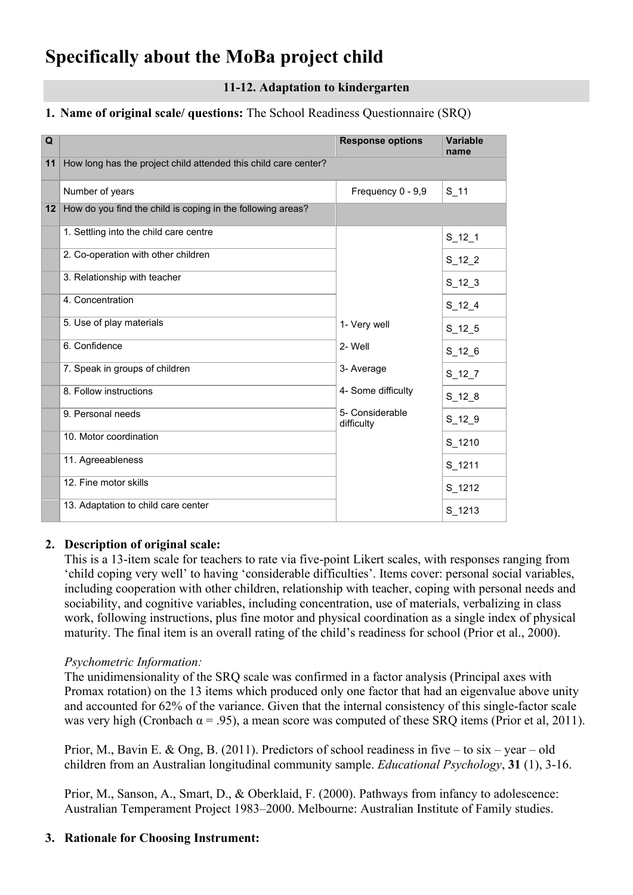# Specifically about the MoBa project child

## 11-12. Adaptation to kindergarten

**1. Name of original scale/ questions:** The School Readiness Questionnaire (SRQ)

| Q | | Response options | Variable name |
|---|---|---|---|
| **11** | How long has the project child attended this child care center? | | |
| | Number of years | Frequency 0 - 9,9 | S_11 |
| **12** | How do you find the child is coping in the following areas? | | |
| | 1. Settling into the child care centre | 1- Very well<br>2- Well<br>3- Average<br>4- Some difficulty<br>5- Considerable difficulty | S_12_1 |
| | 2. Co-operation with other children | | S_12_2 |
| | 3. Relationship with teacher | | S_12_3 |
| | 4. Concentration | | S_12_4 |
| | 5. Use of play materials | | S_12_5 |
| | 6. Confidence | | S_12_6 |
| | 7. Speak in groups of children | | S_12_7 |
| | 8. Follow instructions | | S_12_8 |
| | 9. Personal needs | | S_12_9 |
| | 10. Motor coordination | | S_1210 |
| | 11. Agreeableness | | S_1211 |
| | 12. Fine motor skills | | S_1212 |
| | 13. Adaptation to child care center | | S_1213 |

**2. Description of original scale:**

This is a 13-item scale for teachers to rate via five-point Likert scales, with responses ranging from 'child coping very well' to having 'considerable difficulties'. Items cover: personal social variables, including cooperation with other children, relationship with teacher, coping with personal needs and sociability, and cognitive variables, including concentration, use of materials, verbalizing in class work, following instructions, plus fine motor and physical coordination as a single index of physical maturity. The final item is an overall rating of the child's readiness for school (Prior et al., 2000).

*Psychometric Information:*

The unidimensionality of the SRQ scale was confirmed in a factor analysis (Principal axes with Promax rotation) on the 13 items which produced only one factor that had an eigenvalue above unity and accounted for 62% of the variance. Given that the internal consistency of this single-factor scale was very high (Cronbach α = .95), a mean score was computed of these SRQ items (Prior et al, 2011).

Prior, M., Bavin E. & Ong, B. (2011). Predictors of school readiness in five – to six – year – old children from an Australian longitudinal community sample. *Educational Psychology*, **31** (1), 3-16.

Prior, M., Sanson, A., Smart, D., & Oberklaid, F. (2000). Pathways from infancy to adolescence: Australian Temperament Project 1983–2000. Melbourne: Australian Institute of Family studies.

**3. Rationale for Choosing Instrument:**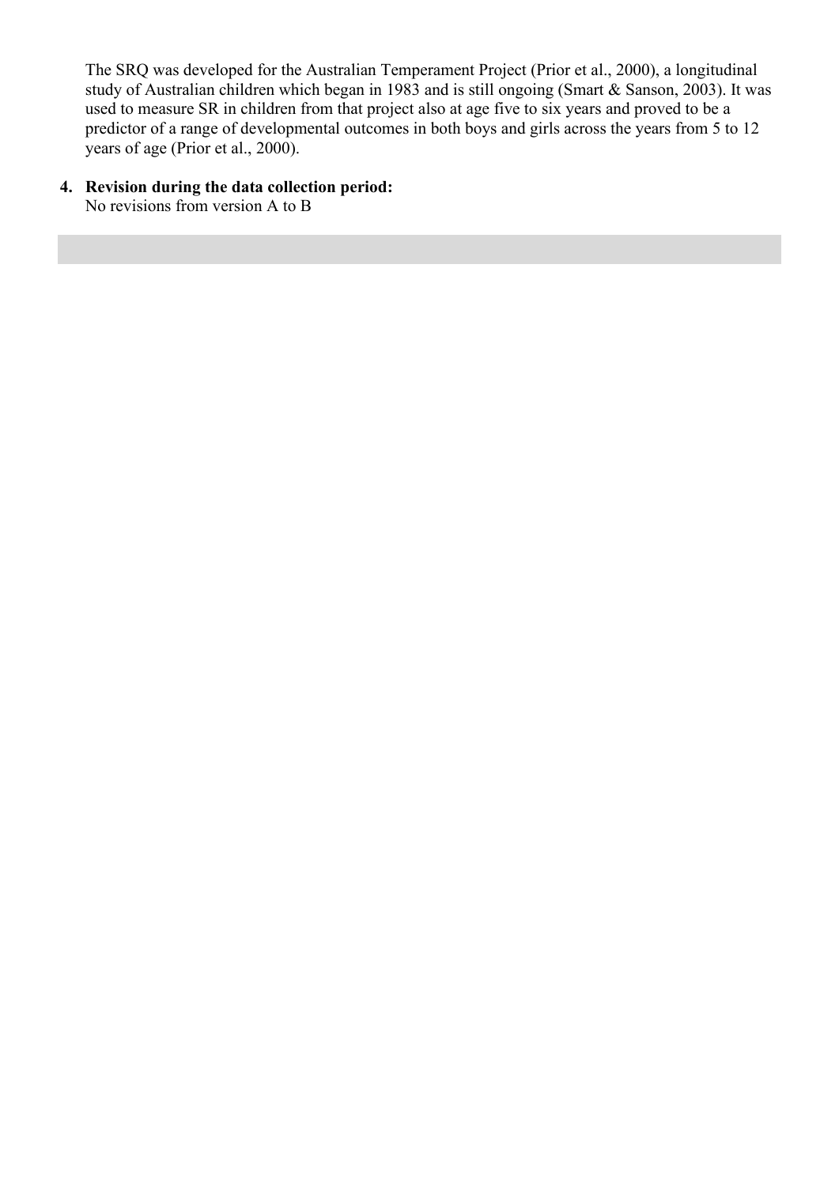The SRQ was developed for the Australian Temperament Project (Prior et al., 2000), a longitudinal study of Australian children which began in 1983 and is still ongoing (Smart & Sanson, 2003). It was used to measure SR in children from that project also at age five to six years and proved to be a predictor of a range of developmental outcomes in both boys and girls across the years from 5 to 12 years of age (Prior et al., 2000).

4. **Revision during the data collection period:**
   No revisions from version A to B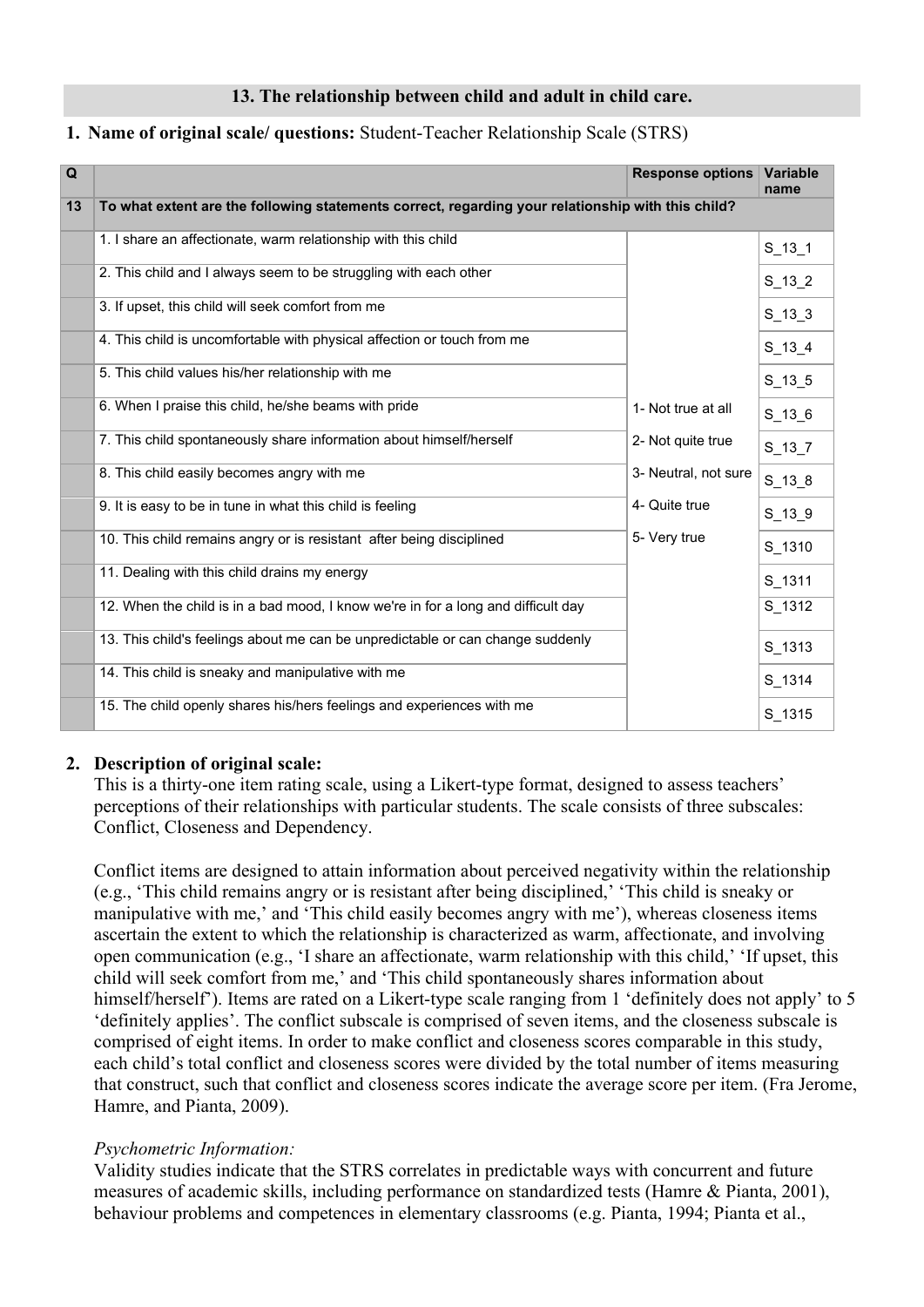## 13. The relationship between child and adult in child care.

1. **Name of original scale/ questions:** Student-Teacher Relationship Scale (STRS)

| Q | | Response options | Variable name |
|---|---|---|---|
| 13 | **To what extent are the following statements correct, regarding your relationship with this child?** | | |
| | 1. I share an affectionate, warm relationship with this child | 1- Not true at all<br>2- Not quite true<br>3- Neutral, not sure<br>4- Quite true<br>5- Very true | S_13_1 |
| | 2. This child and I always seem to be struggling with each other | | S_13_2 |
| | 3. If upset, this child will seek comfort from me | | S_13_3 |
| | 4. This child is uncomfortable with physical affection or touch from me | | S_13_4 |
| | 5. This child values his/her relationship with me | | S_13_5 |
| | 6. When I praise this child, he/she beams with pride | | S_13_6 |
| | 7. This child spontaneously share information about himself/herself | | S_13_7 |
| | 8. This child easily becomes angry with me | | S_13_8 |
| | 9. It is easy to be in tune in what this child is feeling | | S_13_9 |
| | 10. This child remains angry or is resistant after being disciplined | | S_1310 |
| | 11. Dealing with this child drains my energy | | S_1311 |
| | 12. When the child is in a bad mood, I know we're in for a long and difficult day | | S_1312 |
| | 13. This child's feelings about me can be unpredictable or can change suddenly | | S_1313 |
| | 14. This child is sneaky and manipulative with me | | S_1314 |
| | 15. The child openly shares his/hers feelings and experiences with me | | S_1315 |

2. **Description of original scale:**
This is a thirty-one item rating scale, using a Likert-type format, designed to assess teachers' perceptions of their relationships with particular students. The scale consists of three subscales: Conflict, Closeness and Dependency.

Conflict items are designed to attain information about perceived negativity within the relationship (e.g., 'This child remains angry or is resistant after being disciplined,' 'This child is sneaky or manipulative with me,' and 'This child easily becomes angry with me'), whereas closeness items ascertain the extent to which the relationship is characterized as warm, affectionate, and involving open communication (e.g., 'I share an affectionate, warm relationship with this child,' 'If upset, this child will seek comfort from me,' and 'This child spontaneously shares information about himself/herself'). Items are rated on a Likert-type scale ranging from 1 'definitely does not apply' to 5 'definitely applies'. The conflict subscale is comprised of seven items, and the closeness subscale is comprised of eight items. In order to make conflict and closeness scores comparable in this study, each child's total conflict and closeness scores were divided by the total number of items measuring that construct, such that conflict and closeness scores indicate the average score per item. (Fra Jerome, Hamre, and Pianta, 2009).

*Psychometric Information:*
Validity studies indicate that the STRS correlates in predictable ways with concurrent and future measures of academic skills, including performance on standardized tests (Hamre & Pianta, 2001), behaviour problems and competences in elementary classrooms (e.g. Pianta, 1994; Pianta et al.,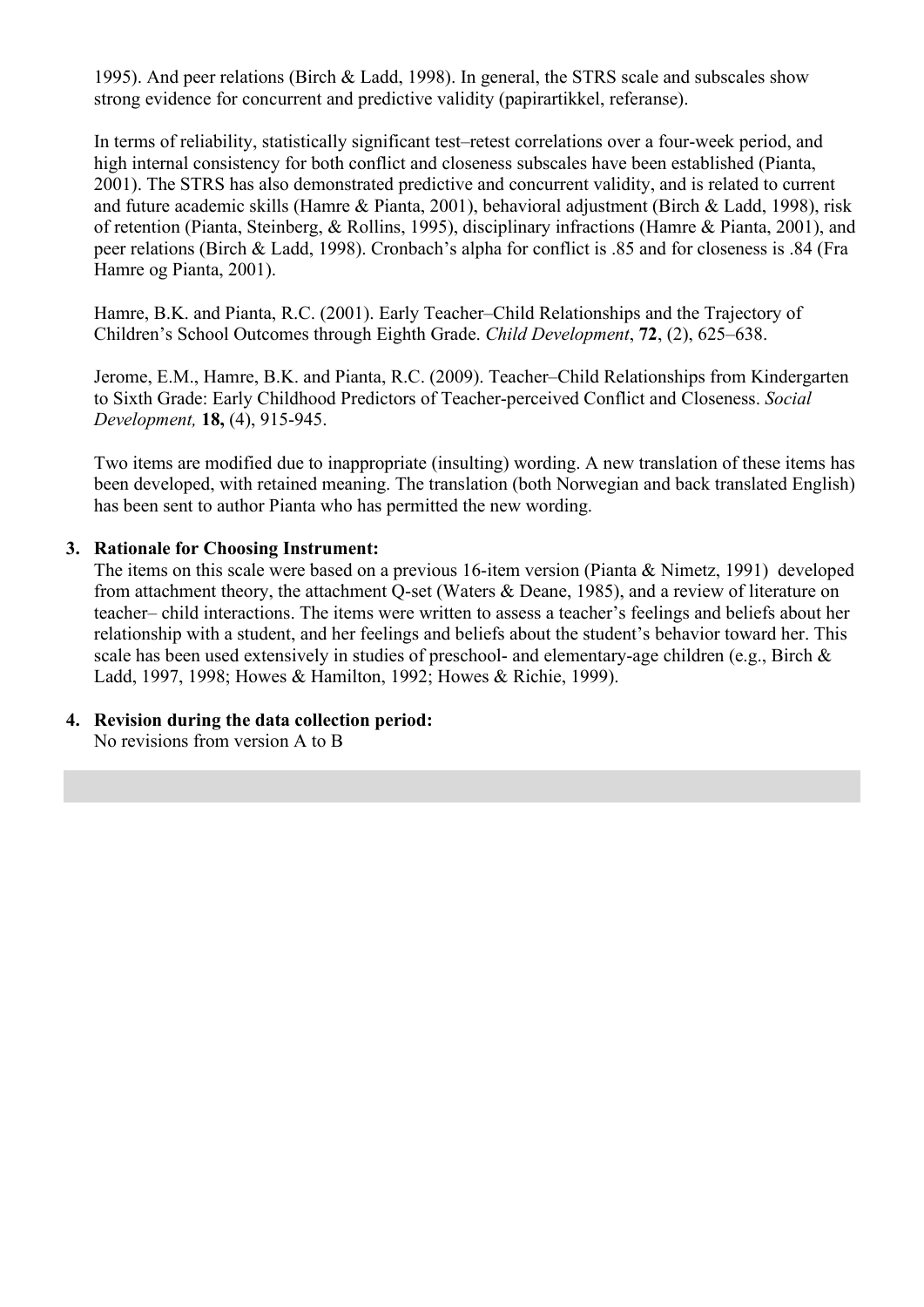1995). And peer relations (Birch & Ladd, 1998). In general, the STRS scale and subscales show strong evidence for concurrent and predictive validity (papirartikkel, referanse).

In terms of reliability, statistically significant test–retest correlations over a four-week period, and high internal consistency for both conflict and closeness subscales have been established (Pianta, 2001). The STRS has also demonstrated predictive and concurrent validity, and is related to current and future academic skills (Hamre & Pianta, 2001), behavioral adjustment (Birch & Ladd, 1998), risk of retention (Pianta, Steinberg, & Rollins, 1995), disciplinary infractions (Hamre & Pianta, 2001), and peer relations (Birch & Ladd, 1998). Cronbach's alpha for conflict is .85 and for closeness is .84 (Fra Hamre og Pianta, 2001).

Hamre, B.K. and Pianta, R.C. (2001). Early Teacher–Child Relationships and the Trajectory of Children's School Outcomes through Eighth Grade. *Child Development*, **72**, (2), 625–638.

Jerome, E.M., Hamre, B.K. and Pianta, R.C. (2009). Teacher–Child Relationships from Kindergarten to Sixth Grade: Early Childhood Predictors of Teacher-perceived Conflict and Closeness. *Social Development,* **18,** (4), 915-945.

Two items are modified due to inappropriate (insulting) wording. A new translation of these items has been developed, with retained meaning. The translation (both Norwegian and back translated English) has been sent to author Pianta who has permitted the new wording.

3. **Rationale for Choosing Instrument:**
   The items on this scale were based on a previous 16-item version (Pianta & Nimetz, 1991) developed from attachment theory, the attachment Q-set (Waters & Deane, 1985), and a review of literature on teacher– child interactions. The items were written to assess a teacher's feelings and beliefs about her relationship with a student, and her feelings and beliefs about the student's behavior toward her. This scale has been used extensively in studies of preschool- and elementary-age children (e.g., Birch & Ladd, 1997, 1998; Howes & Hamilton, 1992; Howes & Richie, 1999).

4. **Revision during the data collection period:**
   No revisions from version A to B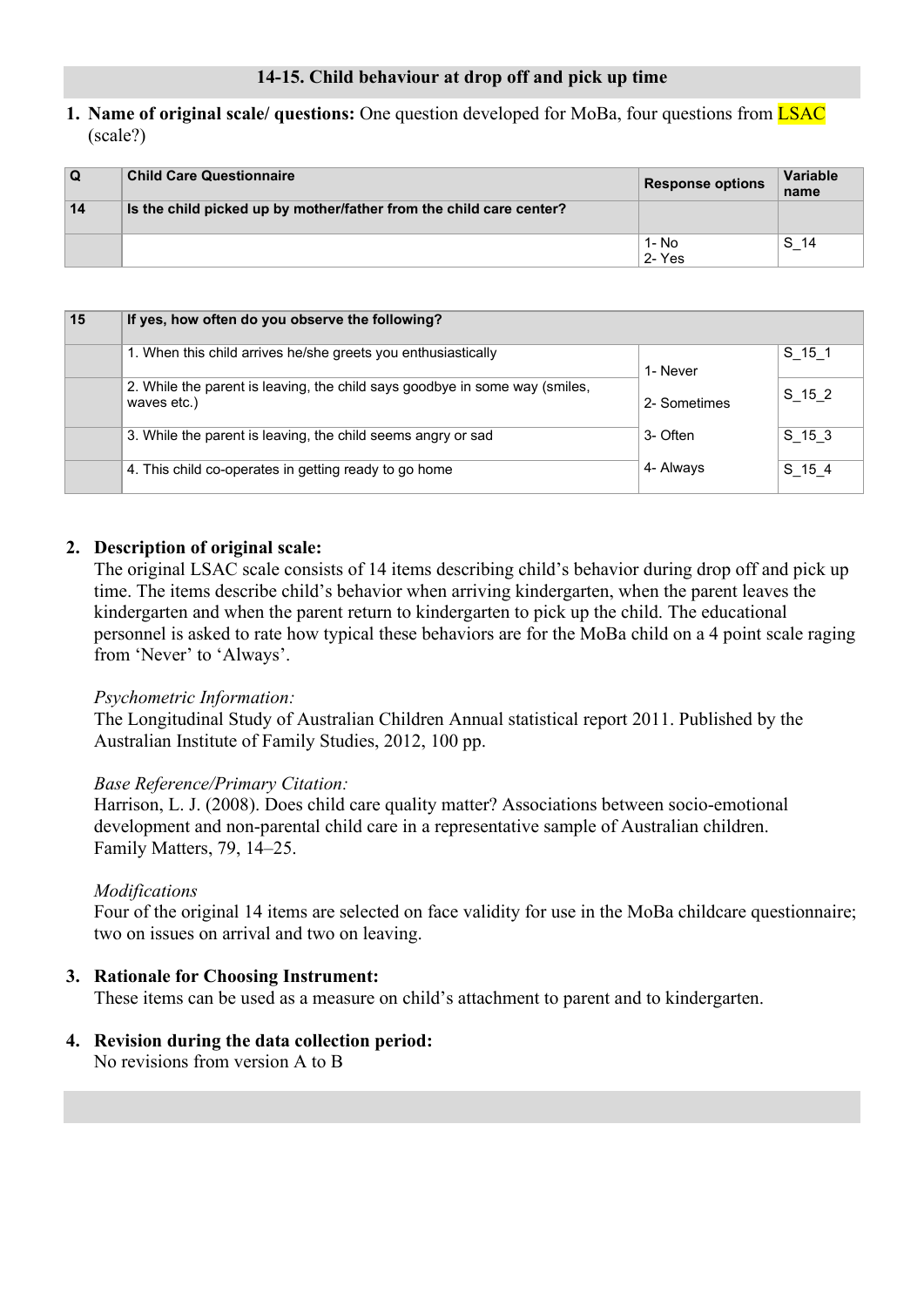## 14-15. Child behaviour at drop off and pick up time

1. **Name of original scale/ questions:** One question developed for MoBa, four questions from LSAC (scale?)

| Q | Child Care Questionnaire | Response options | Variable name |
|---|---|---|---|
| **14** | **Is the child picked up by mother/father from the child care center?** | | |
| | | 1- No<br>2- Yes | S_14 |

| 15 | If yes, how often do you observe the following? | | |
|---|---|---|---|
| | 1. When this child arrives he/she greets you enthusiastically | 1- Never<br>2- Sometimes<br>3- Often<br>4- Always | S_15_1 |
| | 2. While the parent is leaving, the child says goodbye in some way (smiles, waves etc.) | | S_15_2 |
| | 3. While the parent is leaving, the child seems angry or sad | | S_15_3 |
| | 4. This child co-operates in getting ready to go home | | S_15_4 |

2. **Description of original scale:**
The original LSAC scale consists of 14 items describing child's behavior during drop off and pick up time. The items describe child's behavior when arriving kindergarten, when the parent leaves the kindergarten and when the parent return to kindergarten to pick up the child. The educational personnel is asked to rate how typical these behaviors are for the MoBa child on a 4 point scale raging from 'Never' to 'Always'.

*Psychometric Information:*
The Longitudinal Study of Australian Children Annual statistical report 2011. Published by the Australian Institute of Family Studies, 2012, 100 pp.

*Base Reference/Primary Citation:*
Harrison, L. J. (2008). Does child care quality matter? Associations between socio-emotional development and non-parental child care in a representative sample of Australian children. Family Matters, 79, 14–25.

*Modifications*
Four of the original 14 items are selected on face validity for use in the MoBa childcare questionnaire; two on issues on arrival and two on leaving.

3. **Rationale for Choosing Instrument:**
These items can be used as a measure on child's attachment to parent and to kindergarten.

4. **Revision during the data collection period:**
No revisions from version A to B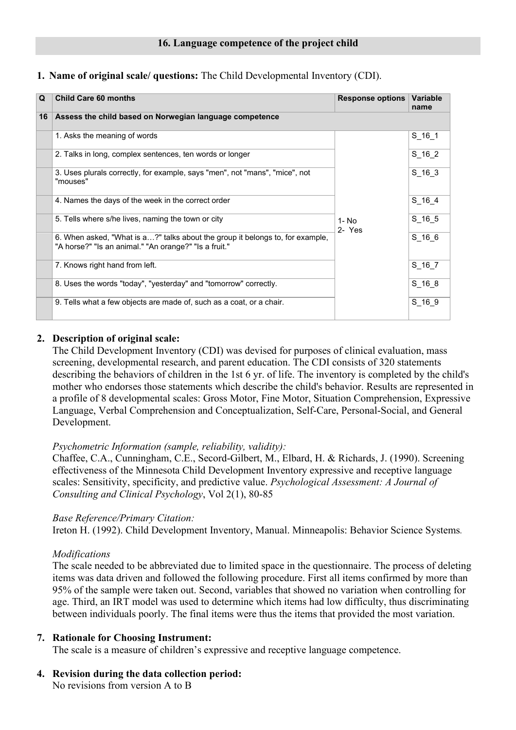## 16. Language competence of the project child

1. **Name of original scale/ questions:** The Child Developmental Inventory (CDI).

| Q | Child Care 60 months | Response options | Variable name |
|---|---|---|---|
| 16 | **Assess the child based on Norwegian language competence** | | |
| | 1. Asks the meaning of words | 1- No<br>2- Yes | S_16_1 |
| | 2. Talks in long, complex sentences, ten words or longer | | S_16_2 |
| | 3. Uses plurals correctly, for example, says "men", not "mans", "mice", not "mouses" | | S_16_3 |
| | 4. Names the days of the week in the correct order | | S_16_4 |
| | 5. Tells where s/he lives, naming the town or city | | S_16_5 |
| | 6. When asked, "What is a…?" talks about the group it belongs to, for example, "A horse?" "Is an animal." "An orange?" "Is a fruit." | | S_16_6 |
| | 7. Knows right hand from left. | | S_16_7 |
| | 8. Uses the words "today", "yesterday" and "tomorrow" correctly. | | S_16_8 |
| | 9. Tells what a few objects are made of, such as a coat, or a chair. | | S_16_9 |

2. **Description of original scale:**
The Child Development Inventory (CDI) was devised for purposes of clinical evaluation, mass screening, developmental research, and parent education. The CDI consists of 320 statements describing the behaviors of children in the 1st 6 yr. of life. The inventory is completed by the child's mother who endorses those statements which describe the child's behavior. Results are represented in a profile of 8 developmental scales: Gross Motor, Fine Motor, Situation Comprehension, Expressive Language, Verbal Comprehension and Conceptualization, Self-Care, Personal-Social, and General Development.

*Psychometric Information (sample, reliability, validity):*
Chaffee, C.A., Cunningham, C.E., Secord-Gilbert, M., Elbard, H. & Richards, J. (1990). Screening effectiveness of the Minnesota Child Development Inventory expressive and receptive language scales: Sensitivity, specificity, and predictive value. *Psychological Assessment: A Journal of Consulting and Clinical Psychology*, Vol 2(1), 80-85

*Base Reference/Primary Citation:*
Ireton H. (1992). Child Development Inventory, Manual. Minneapolis: Behavior Science Systems.

*Modifications*
The scale needed to be abbreviated due to limited space in the questionnaire. The process of deleting items was data driven and followed the following procedure. First all items confirmed by more than 95% of the sample were taken out. Second, variables that showed no variation when controlling for age. Third, an IRT model was used to determine which items had low difficulty, thus discriminating between individuals poorly. The final items were thus the items that provided the most variation.

7. **Rationale for Choosing Instrument:**
The scale is a measure of children's expressive and receptive language competence.

4. **Revision during the data collection period:**
No revisions from version A to B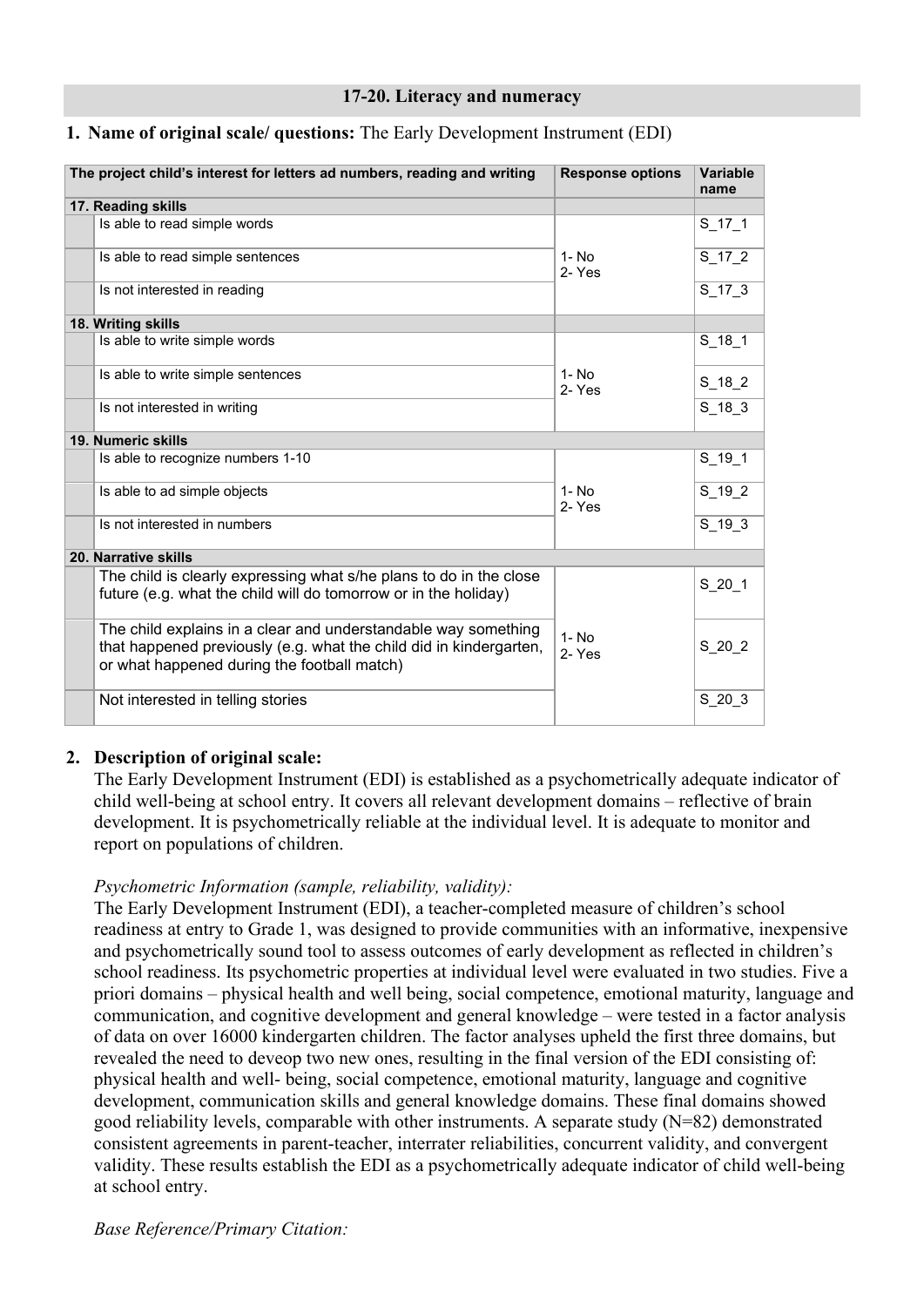## 17-20. Literacy and numeracy

1. **Name of original scale/ questions:** The Early Development Instrument (EDI)

| The project child's interest for letters ad numbers, reading and writing | | Response options | Variable name |
|---|---|---|---|
| **17. Reading skills** | | | |
| | Is able to read simple words | 1- No<br>2- Yes | S_17_1 |
| | Is able to read simple sentences | | S_17_2 |
| | Is not interested in reading | | S_17_3 |
| **18. Writing skills** | | | |
| | Is able to write simple words | 1- No<br>2- Yes | S_18_1 |
| | Is able to write simple sentences | | S_18_2 |
| | Is not interested in writing | | S_18_3 |
| **19. Numeric skills** | | | |
| | Is able to recognize numbers 1-10 | 1- No<br>2- Yes | S_19_1 |
| | Is able to ad simple objects | | S_19_2 |
| | Is not interested in numbers | | S_19_3 |
| **20. Narrative skills** | | | |
| | The child is clearly expressing what s/he plans to do in the close future (e.g. what the child will do tomorrow or in the holiday) | 1- No<br>2- Yes | S_20_1 |
| | The child explains in a clear and understandable way something that happened previously (e.g. what the child did in kindergarten, or what happened during the football match) | | S_20_2 |
| | Not interested in telling stories | | S_20_3 |

2. **Description of original scale:**

The Early Development Instrument (EDI) is established as a psychometrically adequate indicator of child well-being at school entry. It covers all relevant development domains – reflective of brain development. It is psychometrically reliable at the individual level. It is adequate to monitor and report on populations of children.

*Psychometric Information (sample, reliability, validity):*

The Early Development Instrument (EDI), a teacher-completed measure of children's school readiness at entry to Grade 1, was designed to provide communities with an informative, inexpensive and psychometrically sound tool to assess outcomes of early development as reflected in children's school readiness. Its psychometric properties at individual level were evaluated in two studies. Five a priori domains – physical health and well being, social competence, emotional maturity, language and communication, and cognitive development and general knowledge – were tested in a factor analysis of data on over 16000 kindergarten children. The factor analyses upheld the first three domains, but revealed the need to deveop two new ones, resulting in the final version of the EDI consisting of: physical health and well- being, social competence, emotional maturity, language and cognitive development, communication skills and general knowledge domains. These final domains showed good reliability levels, comparable with other instruments. A separate study (N=82) demonstrated consistent agreements in parent-teacher, interrater reliabilities, concurrent validity, and convergent validity. These results establish the EDI as a psychometrically adequate indicator of child well-being at school entry.

*Base Reference/Primary Citation:*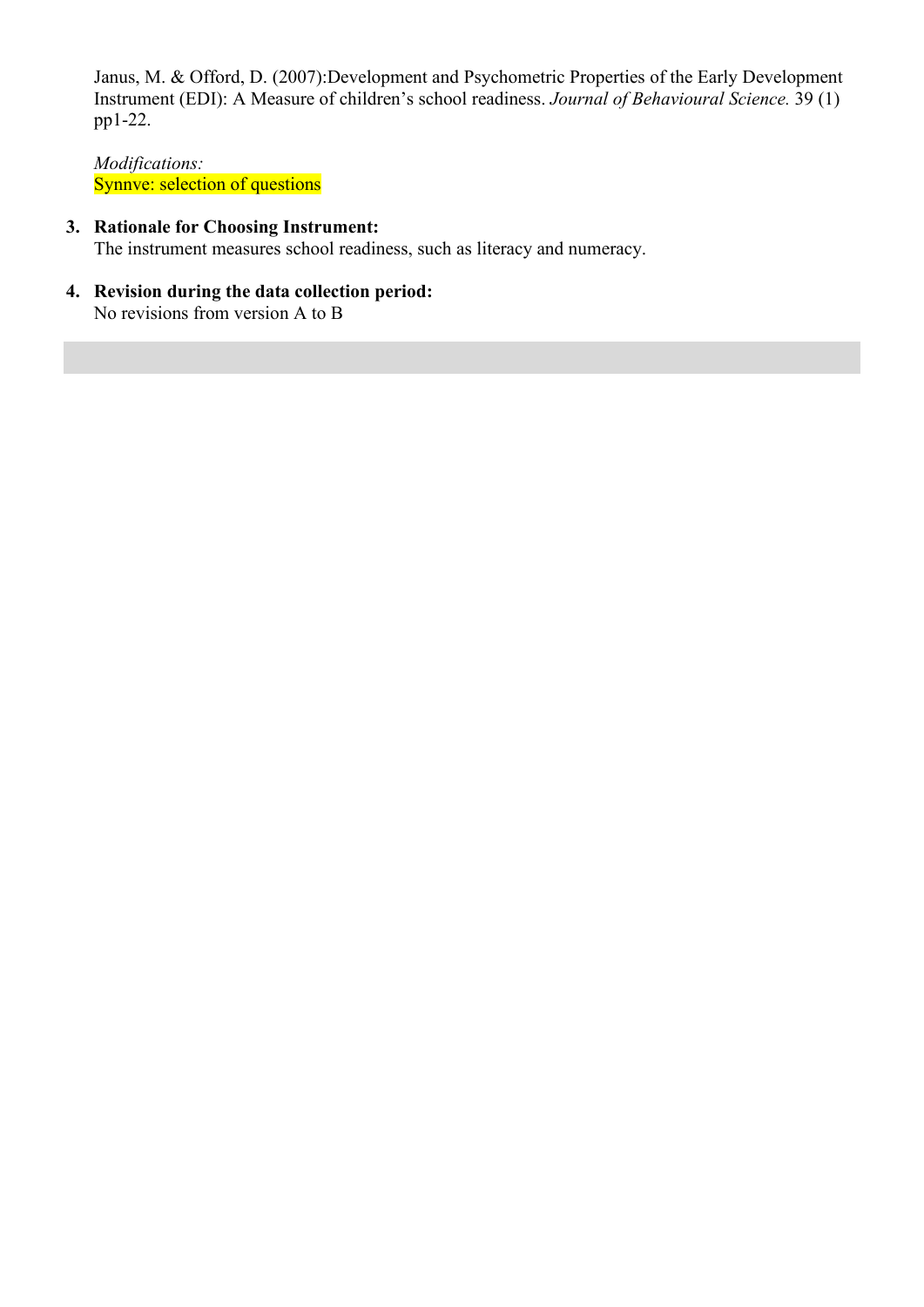Janus, M. & Offord, D. (2007):Development and Psychometric Properties of the Early Development Instrument (EDI): A Measure of children's school readiness. *Journal of Behavioural Science.* 39 (1) pp1-22.

*Modifications:*
Synnve: selection of questions

3. **Rationale for Choosing Instrument:**
   The instrument measures school readiness, such as literacy and numeracy.

4. **Revision during the data collection period:**
   No revisions from version A to B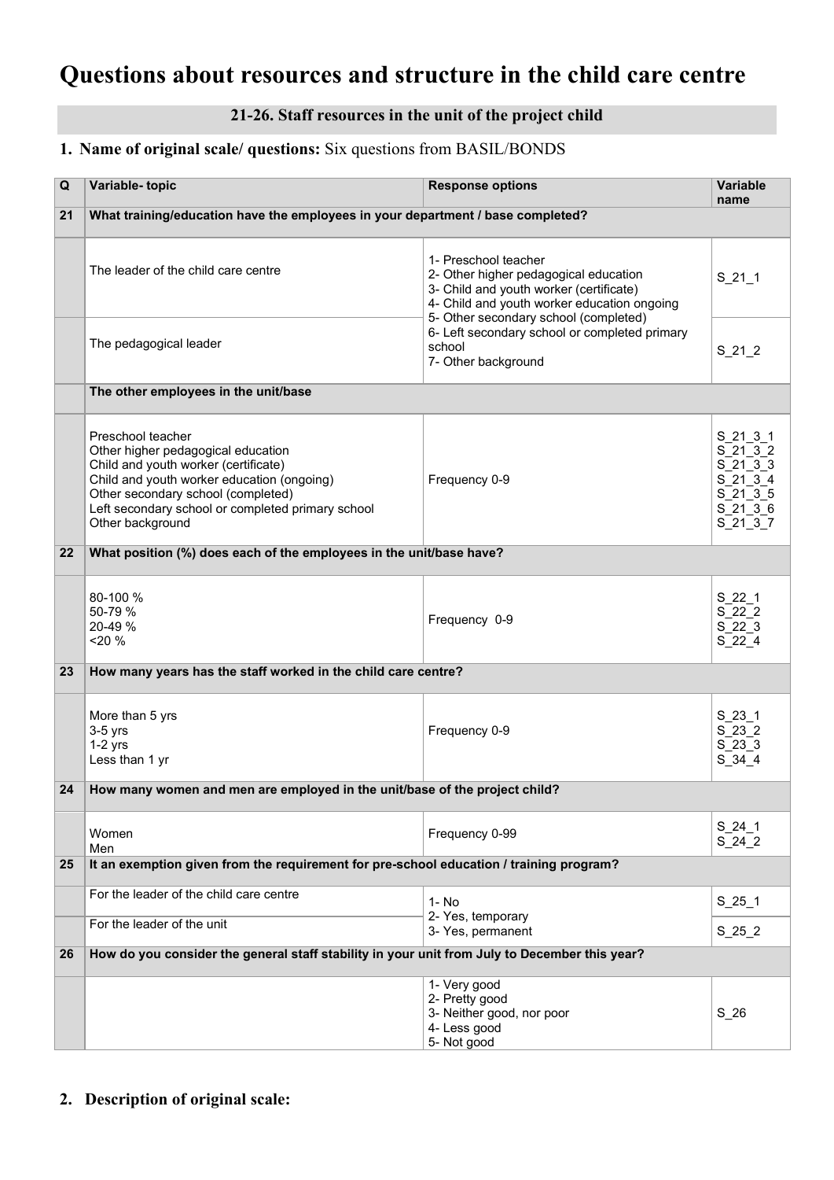# Questions about resources and structure in the child care centre

## 21-26. Staff resources in the unit of the project child

### 1. Name of original scale/ questions: Six questions from BASIL/BONDS

| Q | Variable- topic | Response options | Variable name |
|---|---|---|---|
| **21** | **What training/education have the employees in your department / base completed?** | | |
| | The leader of the child care centre | 1- Preschool teacher<br>2- Other higher pedagogical education<br>3- Child and youth worker (certificate)<br>4- Child and youth worker education ongoing<br>5- Other secondary school (completed)<br>6- Left secondary school or completed primary school<br>7- Other background | S_21_1 |
| | The pedagogical leader | | S_21_2 |
| | **The other employees in the unit/base** | | |
| | Preschool teacher<br>Other higher pedagogical education<br>Child and youth worker (certificate)<br>Child and youth worker education (ongoing)<br>Other secondary school (completed)<br>Left secondary school or completed primary school<br>Other background | Frequency 0-9 | S_21_3_1<br>S_21_3_2<br>S_21_3_3<br>S_21_3_4<br>S_21_3_5<br>S_21_3_6<br>S_21_3_7 |
| **22** | **What position (%) does each of the employees in the unit/base have?** | | |
| | 80-100 %<br>50-79 %<br>20-49 %<br><20 % | Frequency 0-9 | S_22_1<br>S_22_2<br>S_22_3<br>S_22_4 |
| **23** | **How many years has the staff worked in the child care centre?** | | |
| | More than 5 yrs<br>3-5 yrs<br>1-2 yrs<br>Less than 1 yr | Frequency 0-9 | S_23_1<br>S_23_2<br>S_23_3<br>S_34_4 |
| **24** | **How many women and men are employed in the unit/base of the project child?** | | |
| | Women<br>Men | Frequency 0-99 | S_24_1<br>S_24_2 |
| **25** | **It an exemption given from the requirement for pre-school education / training program?** | | |
| | For the leader of the child care centre | 1- No<br>2- Yes, temporary<br>3- Yes, permanent | S_25_1 |
| | For the leader of the unit | | S_25_2 |
| **26** | **How do you consider the general staff stability in your unit from July to December this year?** | | |
| | | 1- Very good<br>2- Pretty good<br>3- Neither good, nor poor<br>4- Less good<br>5- Not good | S_26 |

### 2. Description of original scale: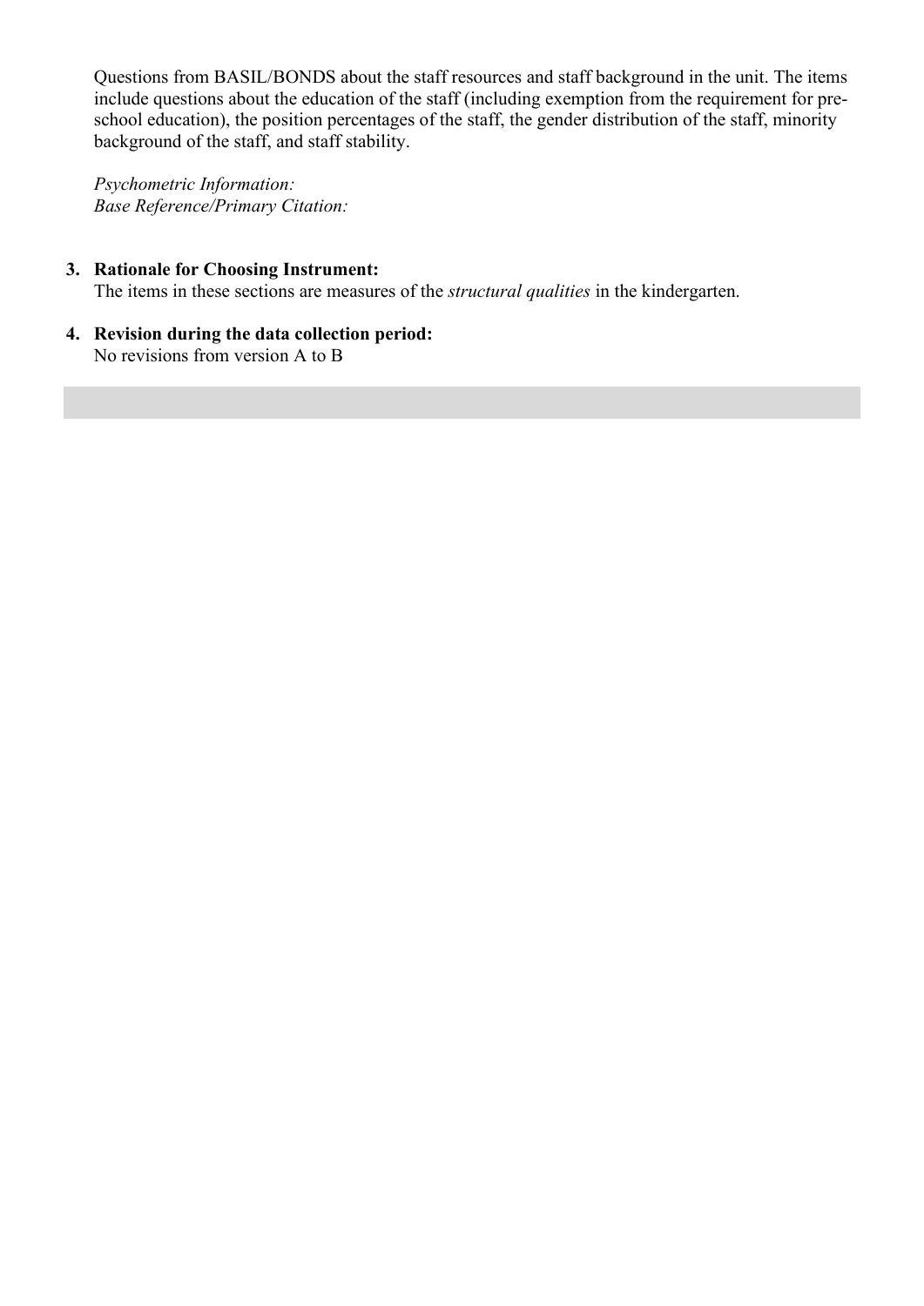Questions from BASIL/BONDS about the staff resources and staff background in the unit. The items include questions about the education of the staff (including exemption from the requirement for pre-school education), the position percentages of the staff, the gender distribution of the staff, minority background of the staff, and staff stability.

*Psychometric Information:*
*Base Reference/Primary Citation:*

3. **Rationale for Choosing Instrument:**
   The items in these sections are measures of the *structural qualities* in the kindergarten.

4. **Revision during the data collection period:**
   No revisions from version A to B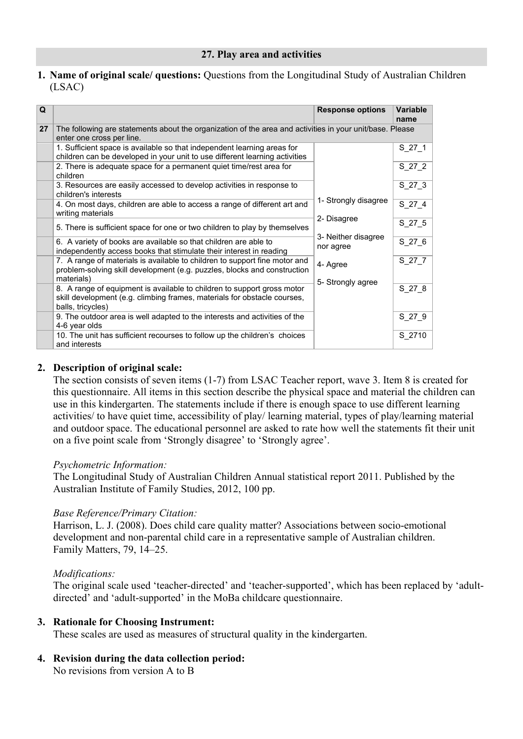## 27. Play area and activities

1. **Name of original scale/ questions:** Questions from the Longitudinal Study of Australian Children (LSAC)

| Q | | Response options | Variable name |
|---|---|---|---|
| 27 | The following are statements about the organization of the area and activities in your unit/base. Please enter one cross per line. | | |
| | 1. Sufficient space is available so that independent learning areas for children can be developed in your unit to use different learning activities | 1- Strongly disagree<br>2- Disagree<br>3- Neither disagree nor agree<br>4- Agree<br>5- Strongly agree | S_27_1 |
| | 2. There is adequate space for a permanent quiet time/rest area for children | | S_27_2 |
| | 3. Resources are easily accessed to develop activities in response to children's interests | | S_27_3 |
| | 4. On most days, children are able to access a range of different art and writing materials | | S_27_4 |
| | 5. There is sufficient space for one or two children to play by themselves | | S_27_5 |
| | 6. A variety of books are available so that children are able to independently access books that stimulate their interest in reading | | S_27_6 |
| | 7. A range of materials is available to children to support fine motor and problem-solving skill development (e.g. puzzles, blocks and construction materials) | | S_27_7 |
| | 8. A range of equipment is available to children to support gross motor skill development (e.g. climbing frames, materials for obstacle courses, balls, tricycles) | | S_27_8 |
| | 9. The outdoor area is well adapted to the interests and activities of the 4-6 year olds | | S_27_9 |
| | 10. The unit has sufficient recourses to follow up the children's choices and interests | | S_2710 |

2. **Description of original scale:**
The section consists of seven items (1-7) from LSAC Teacher report, wave 3. Item 8 is created for this questionnaire. All items in this section describe the physical space and material the children can use in this kindergarten. The statements include if there is enough space to use different learning activities/ to have quiet time, accessibility of play/ learning material, types of play/learning material and outdoor space. The educational personnel are asked to rate how well the statements fit their unit on a five point scale from 'Strongly disagree' to 'Strongly agree'.

*Psychometric Information:*
The Longitudinal Study of Australian Children Annual statistical report 2011. Published by the Australian Institute of Family Studies, 2012, 100 pp.

*Base Reference/Primary Citation:*
Harrison, L. J. (2008). Does child care quality matter? Associations between socio-emotional development and non-parental child care in a representative sample of Australian children. Family Matters, 79, 14–25.

*Modifications:*
The original scale used 'teacher-directed' and 'teacher-supported', which has been replaced by 'adult-directed' and 'adult-supported' in the MoBa childcare questionnaire.

3. **Rationale for Choosing Instrument:**
These scales are used as measures of structural quality in the kindergarten.

4. **Revision during the data collection period:**
No revisions from version A to B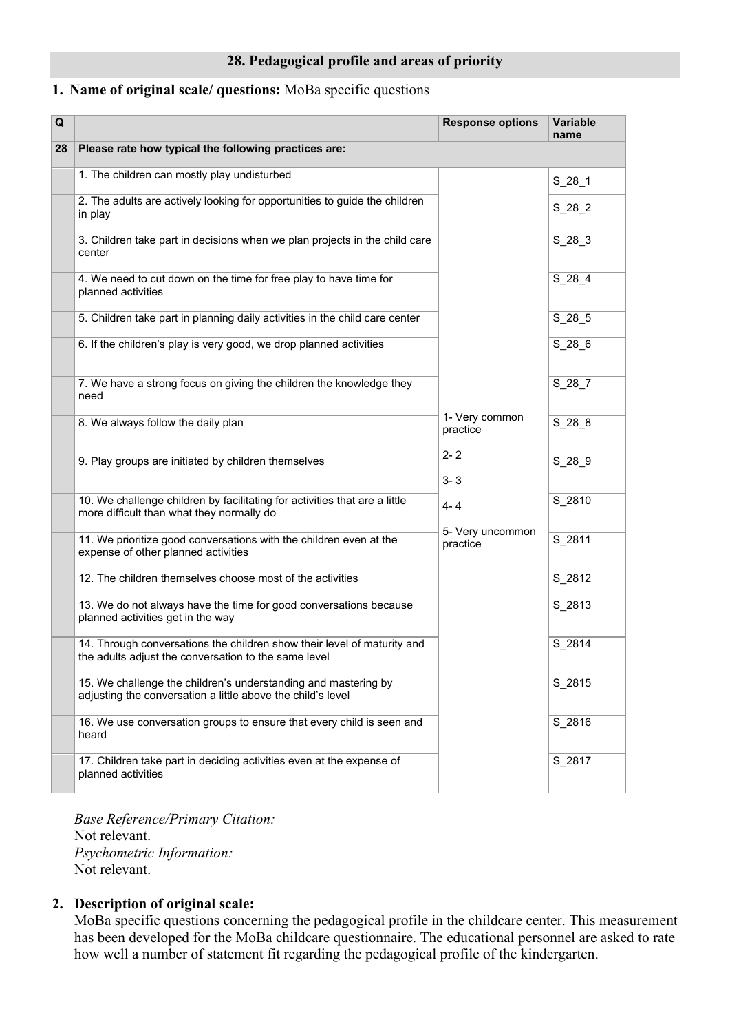## 28. Pedagogical profile and areas of priority

**1. Name of original scale/ questions:** MoBa specific questions

| Q | | Response options | Variable name |
|---|---|---|---|
| **28** | **Please rate how typical the following practices are:** | | |
| | 1. The children can mostly play undisturbed | 1- Very common practice<br>2- 2<br>3- 3<br>4- 4<br>5- Very uncommon practice | S_28_1 |
| | 2. The adults are actively looking for opportunities to guide the children in play | | S_28_2 |
| | 3. Children take part in decisions when we plan projects in the child care center | | S_28_3 |
| | 4. We need to cut down on the time for free play to have time for planned activities | | S_28_4 |
| | 5. Children take part in planning daily activities in the child care center | | S_28_5 |
| | 6. If the children's play is very good, we drop planned activities | | S_28_6 |
| | 7. We have a strong focus on giving the children the knowledge they need | | S_28_7 |
| | 8. We always follow the daily plan | | S_28_8 |
| | 9. Play groups are initiated by children themselves | | S_28_9 |
| | 10. We challenge children by facilitating for activities that are a little more difficult than what they normally do | | S_2810 |
| | 11. We prioritize good conversations with the children even at the expense of other planned activities | | S_2811 |
| | 12. The children themselves choose most of the activities | | S_2812 |
| | 13. We do not always have the time for good conversations because planned activities get in the way | | S_2813 |
| | 14. Through conversations the children show their level of maturity and the adults adjust the conversation to the same level | | S_2814 |
| | 15. We challenge the children's understanding and mastering by adjusting the conversation a little above the child's level | | S_2815 |
| | 16. We use conversation groups to ensure that every child is seen and heard | | S_2816 |
| | 17. Children take part in deciding activities even at the expense of planned activities | | S_2817 |

*Base Reference/Primary Citation:*
Not relevant.
*Psychometric Information:*
Not relevant.

**2. Description of original scale:**
MoBa specific questions concerning the pedagogical profile in the childcare center. This measurement has been developed for the MoBa childcare questionnaire. The educational personnel are asked to rate how well a number of statement fit regarding the pedagogical profile of the kindergarten.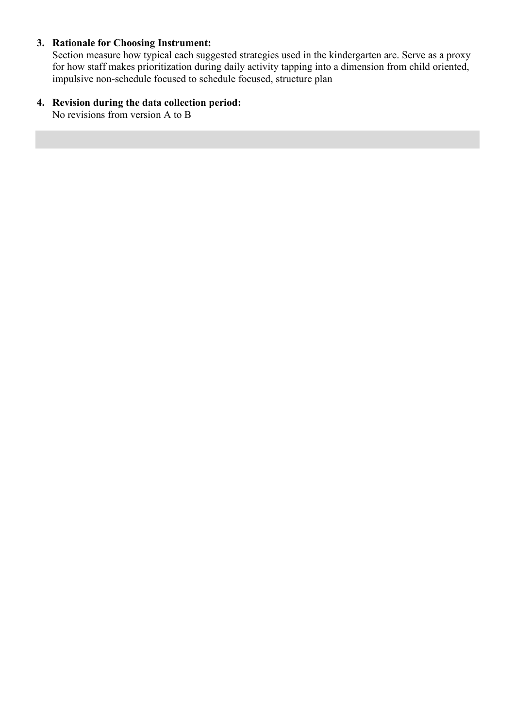3. **Rationale for Choosing Instrument:**
   Section measure how typical each suggested strategies used in the kindergarten are. Serve as a proxy for how staff makes prioritization during daily activity tapping into a dimension from child oriented, impulsive non-schedule focused to schedule focused, structure plan

4. **Revision during the data collection period:**
   No revisions from version A to B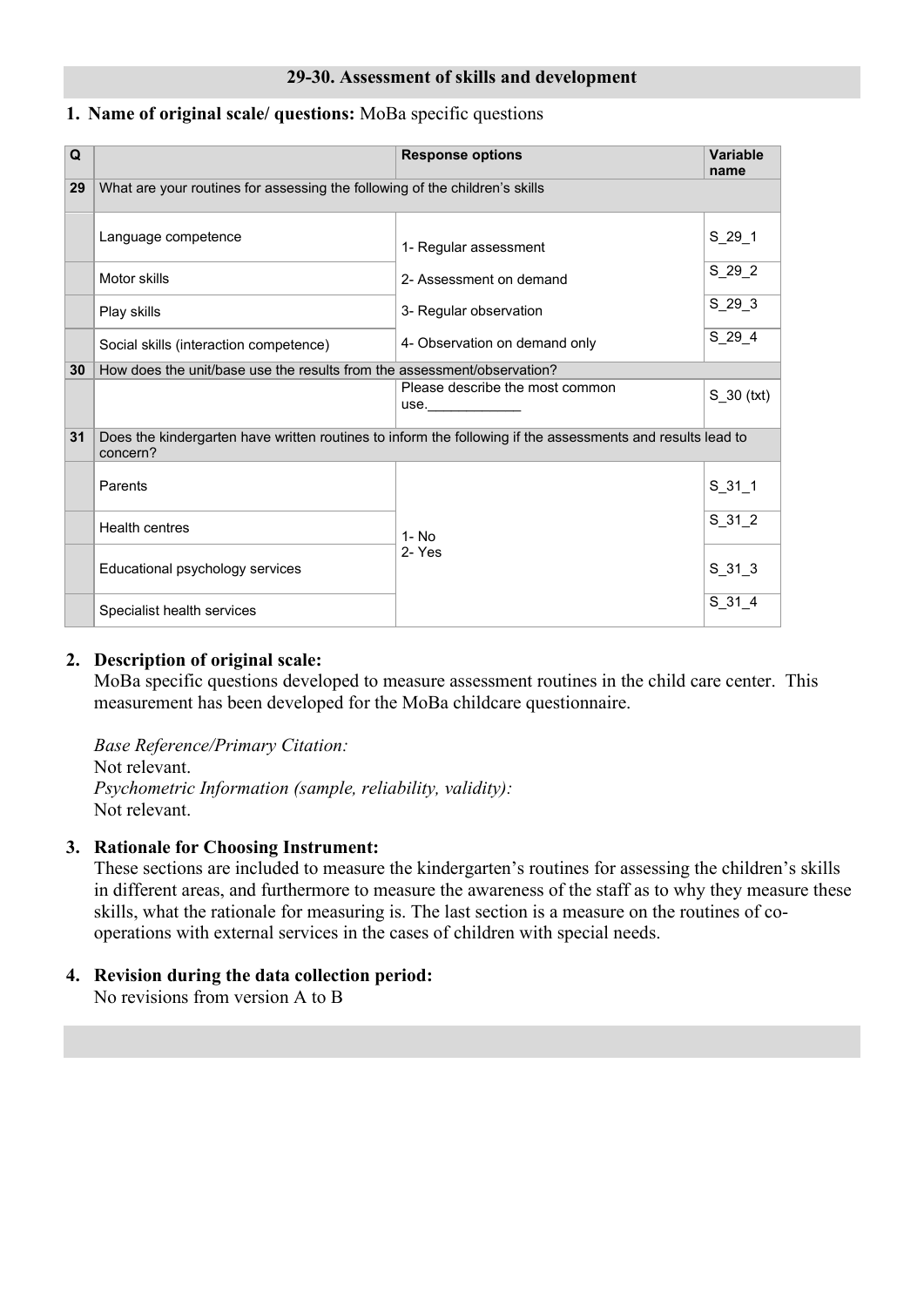## 29-30. Assessment of skills and development

**1. Name of original scale/ questions:** MoBa specific questions

| Q | | Response options | Variable name |
|---|---|---|---|
| **29** | What are your routines for assessing the following of the children's skills | | |
| | Language competence | 1- Regular assessment | S_29_1 |
| | Motor skills | 2- Assessment on demand | S_29_2 |
| | Play skills | 3- Regular observation | S_29_3 |
| | Social skills (interaction competence) | 4- Observation on demand only | S_29_4 |
| **30** | How does the unit/base use the results from the assessment/observation? | | |
| | | Please describe the most common use.____________ | S_30 (txt) |
| **31** | Does the kindergarten have written routines to inform the following if the assessments and results lead to concern? | | |
| | Parents | 1- No<br>2- Yes | S_31_1 |
| | Health centres | | S_31_2 |
| | Educational psychology services | | S_31_3 |
| | Specialist health services | | S_31_4 |

**2. Description of original scale:**

MoBa specific questions developed to measure assessment routines in the child care center. This measurement has been developed for the MoBa childcare questionnaire.

*Base Reference/Primary Citation:*
Not relevant.
*Psychometric Information (sample, reliability, validity):*
Not relevant.

**3. Rationale for Choosing Instrument:**

These sections are included to measure the kindergarten's routines for assessing the children's skills in different areas, and furthermore to measure the awareness of the staff as to why they measure these skills, what the rationale for measuring is. The last section is a measure on the routines of co-operations with external services in the cases of children with special needs.

**4. Revision during the data collection period:**

No revisions from version A to B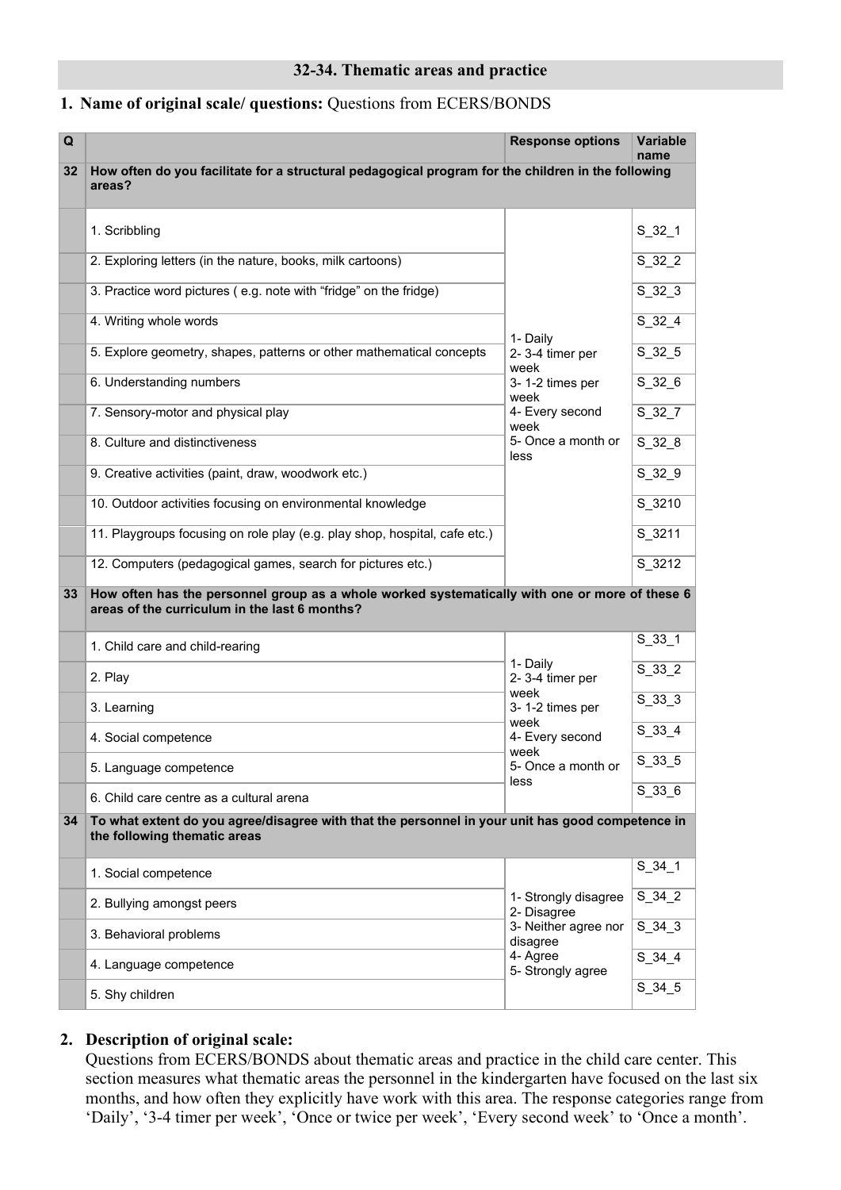## 32-34. Thematic areas and practice

### 1. Name of original scale/ questions: Questions from ECERS/BONDS

| Q | | Response options | Variable name |
|---|---|---|---|
| **32** | **How often do you facilitate for a structural pedagogical program for the children in the following areas?** | | |
| | 1. Scribbling | 1- Daily<br>2- 3-4 timer per week<br>3- 1-2 times per week<br>4- Every second week<br>5- Once a month or less | S_32_1 |
| | 2. Exploring letters (in the nature, books, milk cartoons) | | S_32_2 |
| | 3. Practice word pictures ( e.g. note with “fridge” on the fridge) | | S_32_3 |
| | 4. Writing whole words | | S_32_4 |
| | 5. Explore geometry, shapes, patterns or other mathematical concepts | | S_32_5 |
| | 6. Understanding numbers | | S_32_6 |
| | 7. Sensory-motor and physical play | | S_32_7 |
| | 8. Culture and distinctiveness | | S_32_8 |
| | 9. Creative activities (paint, draw, woodwork etc.) | | S_32_9 |
| | 10. Outdoor activities focusing on environmental knowledge | | S_3210 |
| | 11. Playgroups focusing on role play (e.g. play shop, hospital, cafe etc.) | | S_3211 |
| | 12. Computers (pedagogical games, search for pictures etc.) | | S_3212 |
| **33** | **How often has the personnel group as a whole worked systematically with one or more of these 6 areas of the curriculum in the last 6 months?** | | |
| | 1. Child care and child-rearing | 1- Daily<br>2- 3-4 timer per week<br>3- 1-2 times per week<br>4- Every second week<br>5- Once a month or less | S_33_1 |
| | 2. Play | | S_33_2 |
| | 3. Learning | | S_33_3 |
| | 4. Social competence | | S_33_4 |
| | 5. Language competence | | S_33_5 |
| | 6. Child care centre as a cultural arena | | S_33_6 |
| **34** | **To what extent do you agree/disagree with that the personnel in your unit has good competence in the following thematic areas** | | |
| | 1. Social competence | 1- Strongly disagree<br>2- Disagree<br>3- Neither agree nor disagree<br>4- Agree<br>5- Strongly agree | S_34_1 |
| | 2. Bullying amongst peers | | S_34_2 |
| | 3. Behavioral problems | | S_34_3 |
| | 4. Language competence | | S_34_4 |
| | 5. Shy children | | S_34_5 |

### 2. Description of original scale:

Questions from ECERS/BONDS about thematic areas and practice in the child care center. This section measures what thematic areas the personnel in the kindergarten have focused on the last six months, and how often they explicitly have work with this area. The response categories range from ‘Daily’, ‘3-4 timer per week’, ‘Once or twice per week’, ‘Every second week’ to ‘Once a month’.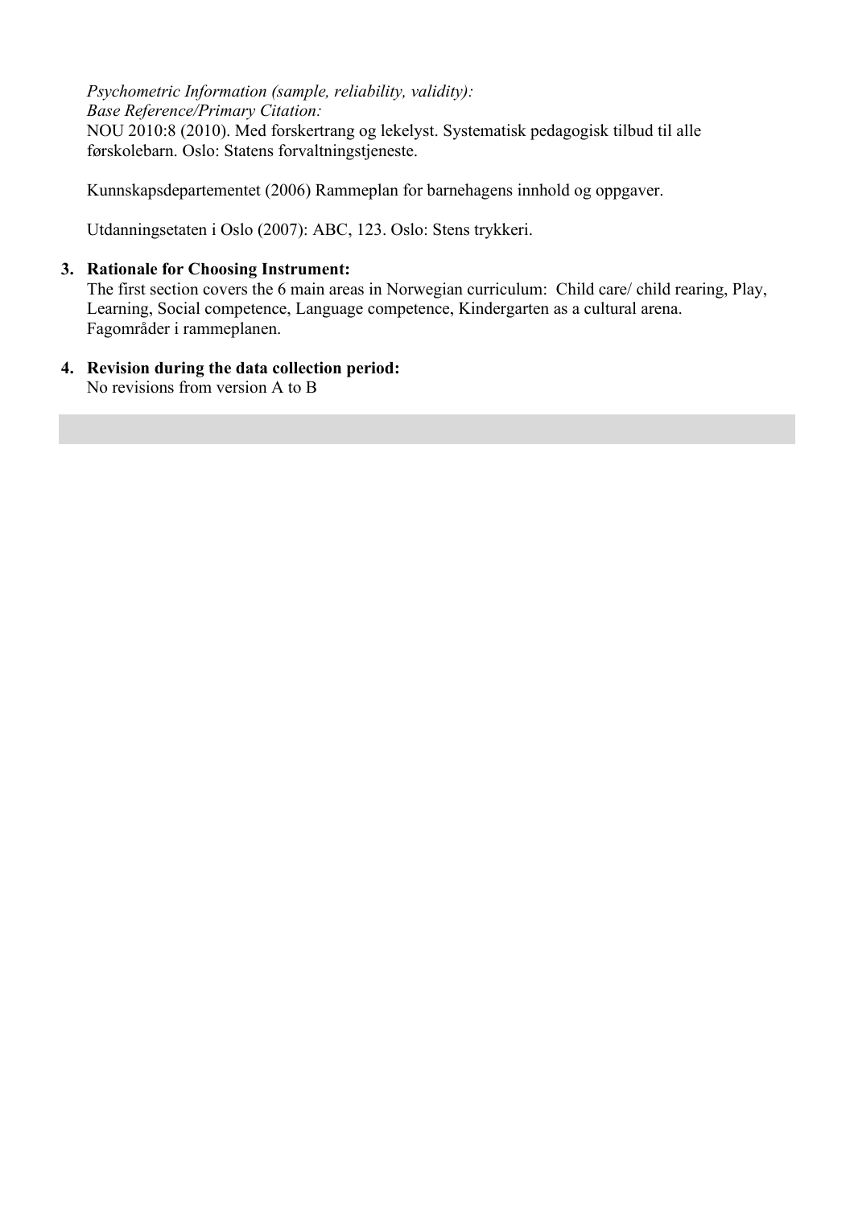*Psychometric Information (sample, reliability, validity):*
*Base Reference/Primary Citation:*
NOU 2010:8 (2010). Med forskertrang og lekelyst. Systematisk pedagogisk tilbud til alle førskolebarn. Oslo: Statens forvaltningstjeneste.

Kunnskapsdepartementet (2006) Rammeplan for barnehagens innhold og oppgaver.

Utdanningsetaten i Oslo (2007): ABC, 123. Oslo: Stens trykkeri.

3. **Rationale for Choosing Instrument:**
The first section covers the 6 main areas in Norwegian curriculum: Child care/ child rearing, Play, Learning, Social competence, Language competence, Kindergarten as a cultural arena. Fagområder i rammeplanen.

4. **Revision during the data collection period:**
No revisions from version A to B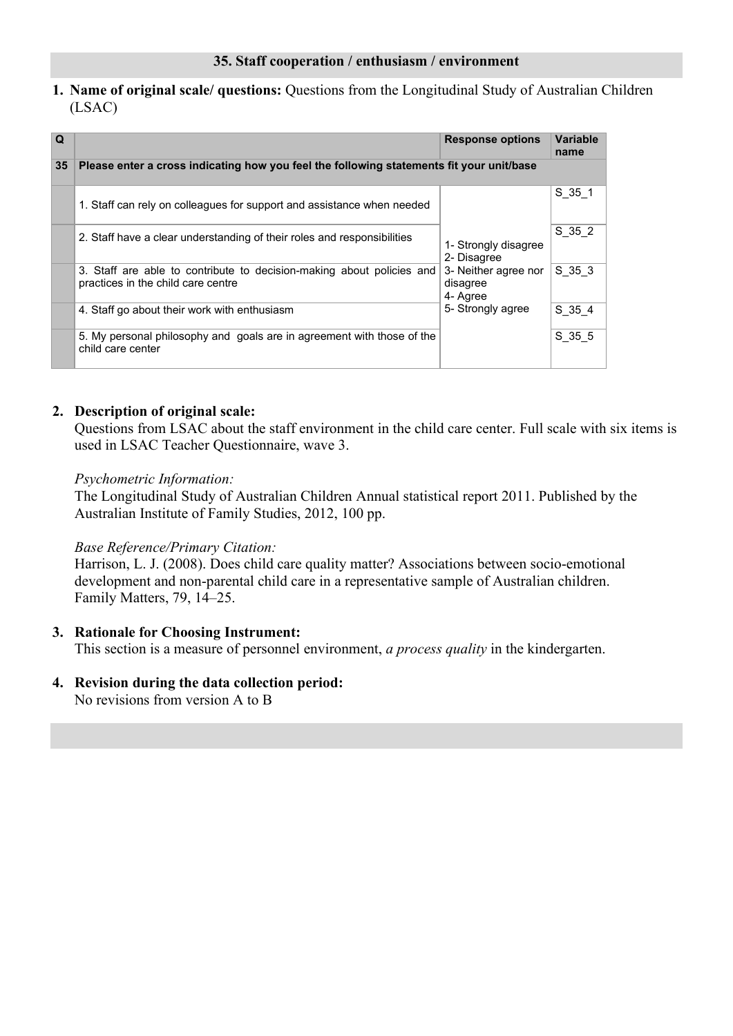## 35. Staff cooperation / enthusiasm / environment

1. **Name of original scale/ questions:** Questions from the Longitudinal Study of Australian Children (LSAC)

| Q | | Response options | Variable name |
|---|---|---|---|
| **35** | **Please enter a cross indicating how you feel the following statements fit your unit/base** | | |
| | 1. Staff can rely on colleagues for support and assistance when needed | 1- Strongly disagree<br>2- Disagree<br>3- Neither agree nor disagree<br>4- Agree<br>5- Strongly agree | S_35_1 |
| | 2. Staff have a clear understanding of their roles and responsibilities | | S_35_2 |
| | 3. Staff are able to contribute to decision-making about policies and practices in the child care centre | | S_35_3 |
| | 4. Staff go about their work with enthusiasm | | S_35_4 |
| | 5. My personal philosophy and goals are in agreement with those of the child care center | | S_35_5 |

2. **Description of original scale:**
   Questions from LSAC about the staff environment in the child care center. Full scale with six items is used in LSAC Teacher Questionnaire, wave 3.

   *Psychometric Information:*
   The Longitudinal Study of Australian Children Annual statistical report 2011. Published by the Australian Institute of Family Studies, 2012, 100 pp.

   *Base Reference/Primary Citation:*
   Harrison, L. J. (2008). Does child care quality matter? Associations between socio-emotional development and non-parental child care in a representative sample of Australian children. Family Matters, 79, 14–25.

3. **Rationale for Choosing Instrument:**
   This section is a measure of personnel environment, *a process quality* in the kindergarten.

4. **Revision during the data collection period:**
   No revisions from version A to B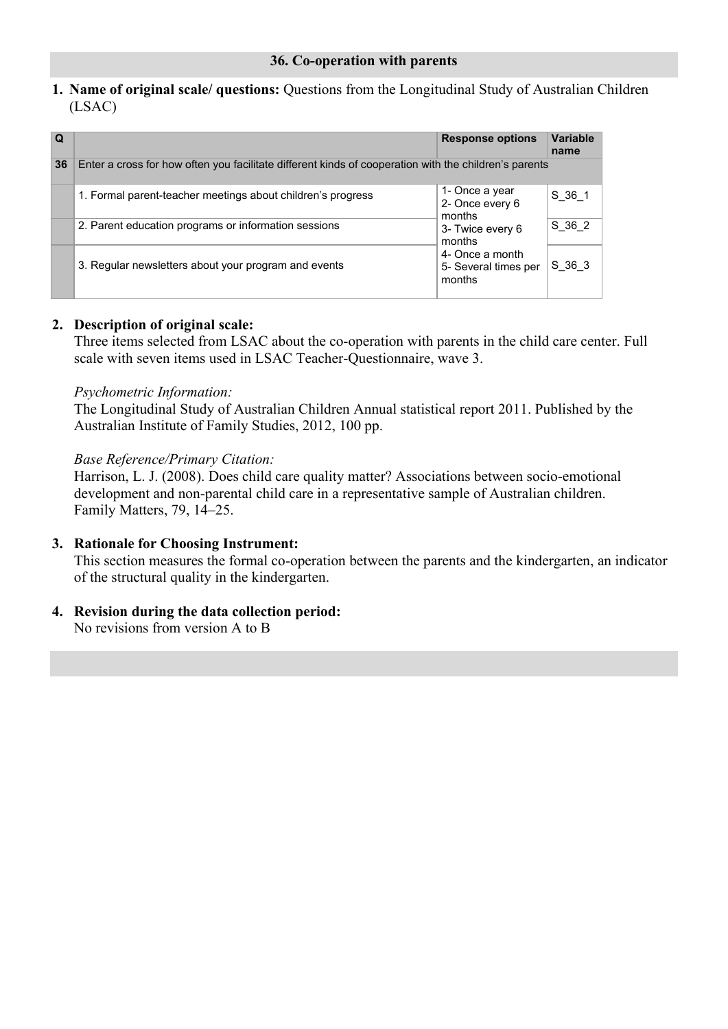## 36. Co-operation with parents

1. **Name of original scale/ questions:** Questions from the Longitudinal Study of Australian Children (LSAC)

| Q | | Response options | Variable name |
|---|---|---|---|
| 36 | Enter a cross for how often you facilitate different kinds of cooperation with the children's parents | | |
| | 1. Formal parent-teacher meetings about children's progress | 1- Once a year<br>2- Once every 6 months<br>3- Twice every 6 months<br>4- Once a month<br>5- Several times per months | S_36_1 |
| | 2. Parent education programs or information sessions | | S_36_2 |
| | 3. Regular newsletters about your program and events | | S_36_3 |

2. **Description of original scale:**
   Three items selected from LSAC about the co-operation with parents in the child care center. Full scale with seven items used in LSAC Teacher-Questionnaire, wave 3.

   *Psychometric Information:*
   The Longitudinal Study of Australian Children Annual statistical report 2011. Published by the Australian Institute of Family Studies, 2012, 100 pp.

   *Base Reference/Primary Citation:*
   Harrison, L. J. (2008). Does child care quality matter? Associations between socio-emotional development and non-parental child care in a representative sample of Australian children. Family Matters, 79, 14–25.

3. **Rationale for Choosing Instrument:**
   This section measures the formal co-operation between the parents and the kindergarten, an indicator of the structural quality in the kindergarten.

4. **Revision during the data collection period:**
   No revisions from version A to B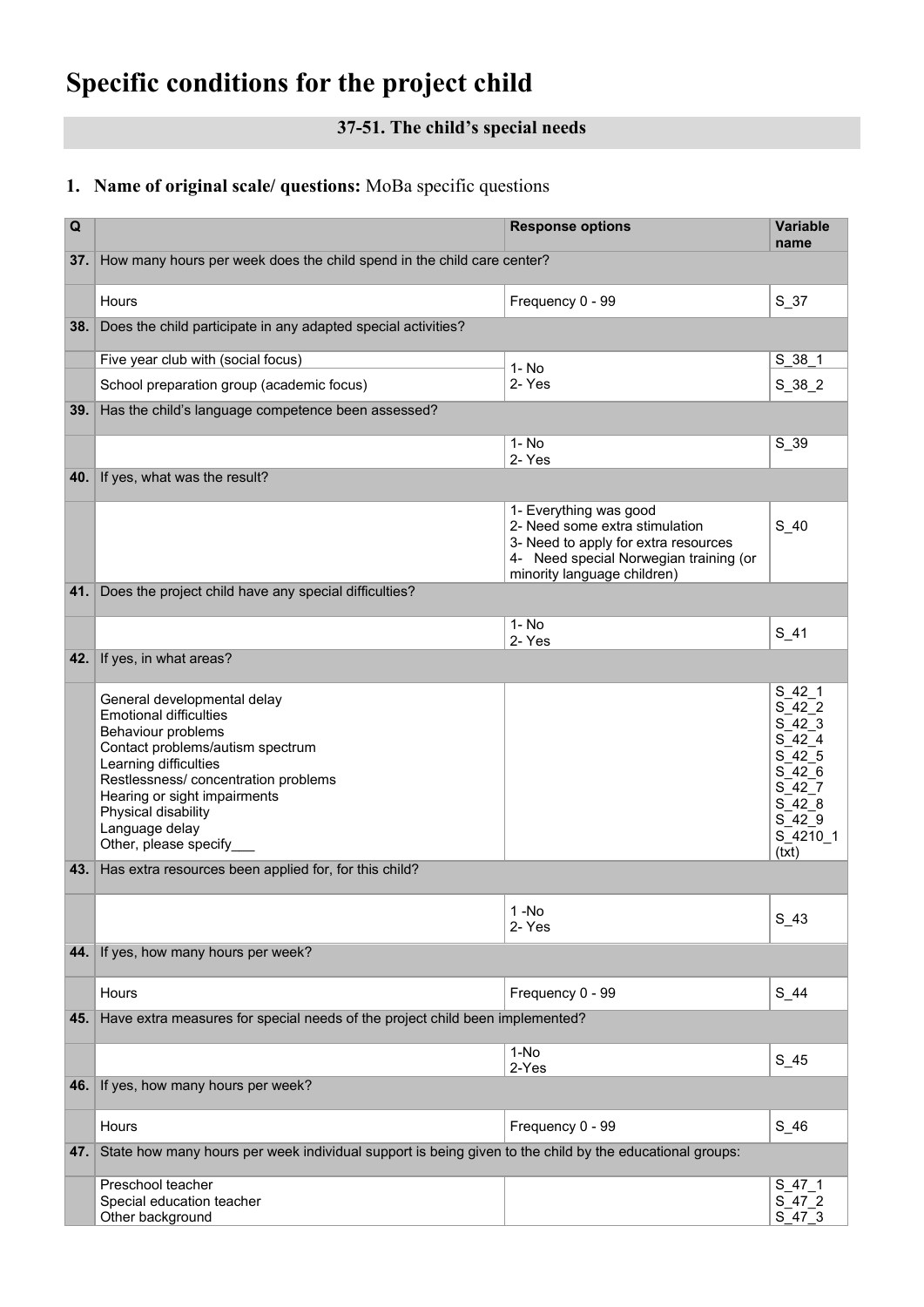# Specific conditions for the project child

## 37-51. The child's special needs

### 1. Name of original scale/ questions: MoBa specific questions

| Q | | Response options | Variable name |
|---|---|---|---|
| **37.** | How many hours per week does the child spend in the child care center? | | |
| | Hours | Frequency 0 - 99 | S_37 |
| **38.** | Does the child participate in any adapted special activities? | | |
| | Five year club with (social focus) | 1- No<br>2- Yes | S_38_1 |
| | School preparation group (academic focus) | | S_38_2 |
| **39.** | Has the child's language competence been assessed? | | |
| | | 1- No<br>2- Yes | S_39 |
| **40.** | If yes, what was the result? | | |
| | | 1- Everything was good<br>2- Need some extra stimulation<br>3- Need to apply for extra resources<br>4- Need special Norwegian training (or minority language children) | S_40 |
| **41.** | Does the project child have any special difficulties? | | |
| | | 1- No<br>2- Yes | S_41 |
| **42.** | If yes, in what areas? | | |
| | General developmental delay<br>Emotional difficulties<br>Behaviour problems<br>Contact problems/autism spectrum<br>Learning difficulties<br>Restlessness/ concentration problems<br>Hearing or sight impairments<br>Physical disability<br>Language delay<br>Other, please specify___ | | S_42_1<br>S_42_2<br>S_42_3<br>S_42_4<br>S_42_5<br>S_42_6<br>S_42_7<br>S_42_8<br>S_42_9<br>S_4210_1 (txt) |
| **43.** | Has extra resources been applied for, for this child? | | |
| | | 1 -No<br>2- Yes | S_43 |
| **44.** | If yes, how many hours per week? | | |
| | Hours | Frequency 0 - 99 | S_44 |
| **45.** | Have extra measures for special needs of the project child been implemented? | | |
| | | 1-No<br>2-Yes | S_45 |
| **46.** | If yes, how many hours per week? | | |
| | Hours | Frequency 0 - 99 | S_46 |
| **47.** | State how many hours per week individual support is being given to the child by the educational groups: | | |
| | Preschool teacher<br>Special education teacher<br>Other background | | S_47_1<br>S_47_2<br>S_47_3 |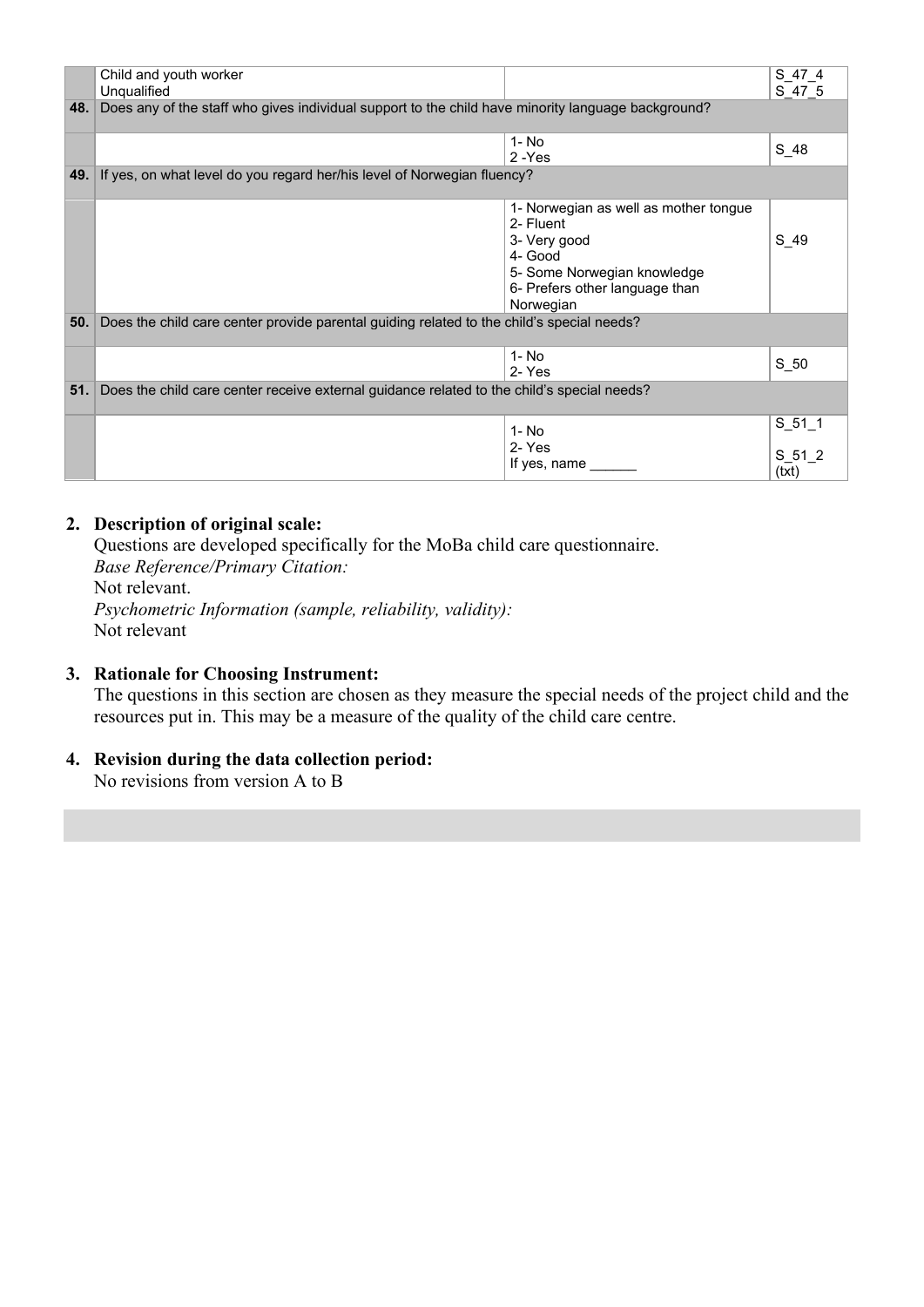| | | | |
|---|---|---|---|
| | Child and youth worker<br>Unqualified | | S_47_4<br>S_47_5 |
| **48.** | Does any of the staff who gives individual support to the child have minority language background? | | |
| | | 1- No<br>2 -Yes | S_48 |
| **49.** | If yes, on what level do you regard her/his level of Norwegian fluency? | | |
| | | 1- Norwegian as well as mother tongue<br>2- Fluent<br>3- Very good<br>4- Good<br>5- Some Norwegian knowledge<br>6- Prefers other language than Norwegian | S_49 |
| **50.** | Does the child care center provide parental guiding related to the child's special needs? | | |
| | | 1- No<br>2- Yes | S_50 |
| **51.** | Does the child care center receive external guidance related to the child's special needs? | | |
| | | 1- No<br>2- Yes<br>If yes, name ______ | S_51_1<br>S_51_2 (txt) |

2. **Description of original scale:**
   Questions are developed specifically for the MoBa child care questionnaire.
   *Base Reference/Primary Citation:*
   Not relevant.
   *Psychometric Information (sample, reliability, validity):*
   Not relevant

3. **Rationale for Choosing Instrument:**
   The questions in this section are chosen as they measure the special needs of the project child and the resources put in. This may be a measure of the quality of the child care centre.

4. **Revision during the data collection period:**
   No revisions from version A to B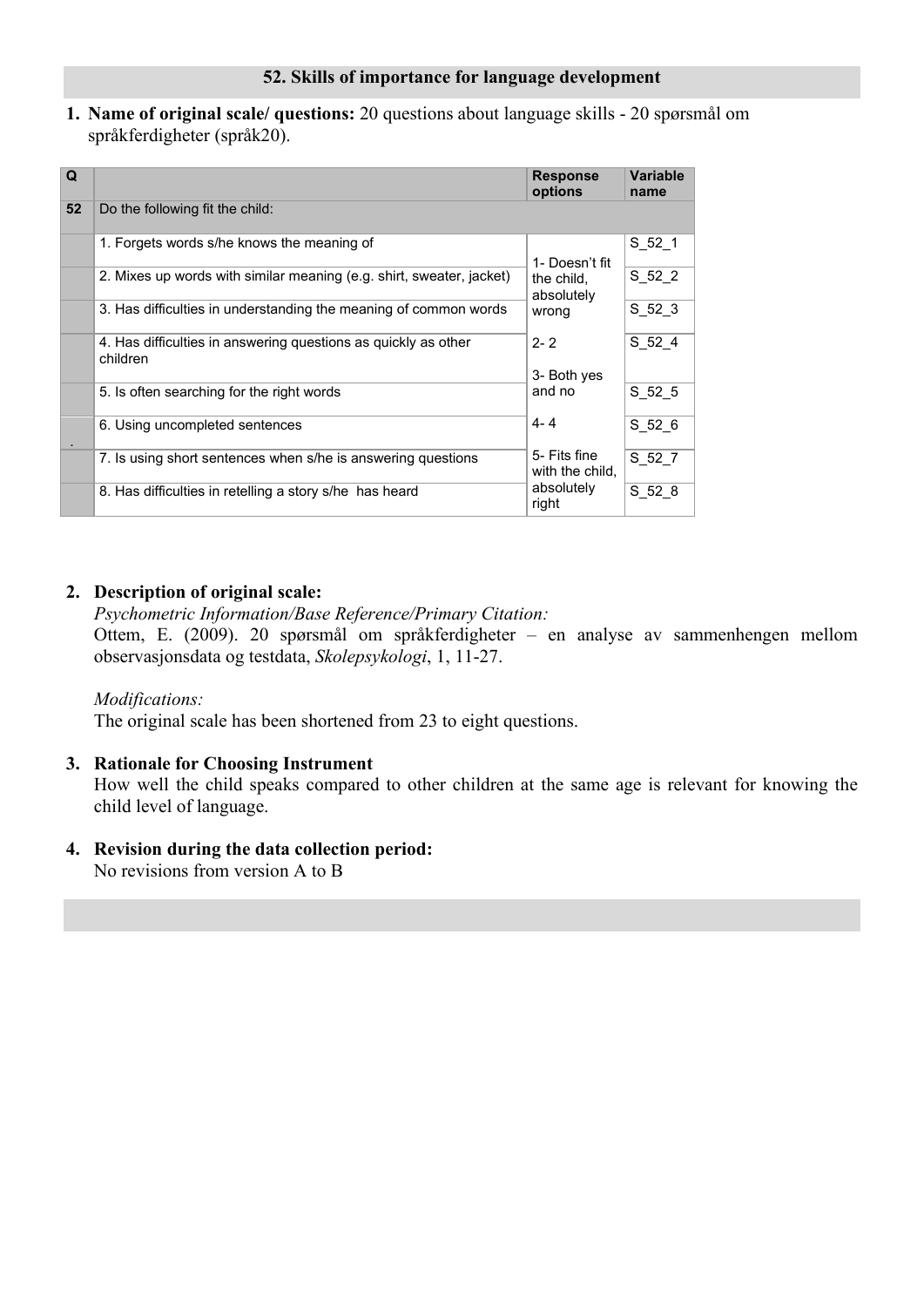## 52. Skills of importance for language development

1. **Name of original scale/ questions:** 20 questions about language skills - 20 spørsmål om språkferdigheter (språk20).

| Q | | Response options | Variable name |
|---|---|---|---|
| 52 | Do the following fit the child: | | |
| | 1. Forgets words s/he knows the meaning of | 1- Doesn't fit the child, absolutely wrong<br>2- 2<br>3- Both yes and no<br>4- 4<br>5- Fits fine with the child, absolutely right | S_52_1 |
| | 2. Mixes up words with similar meaning (e.g. shirt, sweater, jacket) | | S_52_2 |
| | 3. Has difficulties in understanding the meaning of common words | | S_52_3 |
| | 4. Has difficulties in answering questions as quickly as other children | | S_52_4 |
| | 5. Is often searching for the right words | | S_52_5 |
| . | 6. Using uncompleted sentences | | S_52_6 |
| | 7. Is using short sentences when s/he is answering questions | | S_52_7 |
| | 8. Has difficulties in retelling a story s/he has heard | | S_52_8 |

2. **Description of original scale:**
   *Psychometric Information/Base Reference/Primary Citation:*
   Ottem, E. (2009). 20 spørsmål om språkferdigheter – en analyse av sammenhengen mellom observasjonsdata og testdata, *Skolepsykologi*, 1, 11-27.

   *Modifications:*
   The original scale has been shortened from 23 to eight questions.

3. **Rationale for Choosing Instrument**
   How well the child speaks compared to other children at the same age is relevant for knowing the child level of language.

4. **Revision during the data collection period:**
   No revisions from version A to B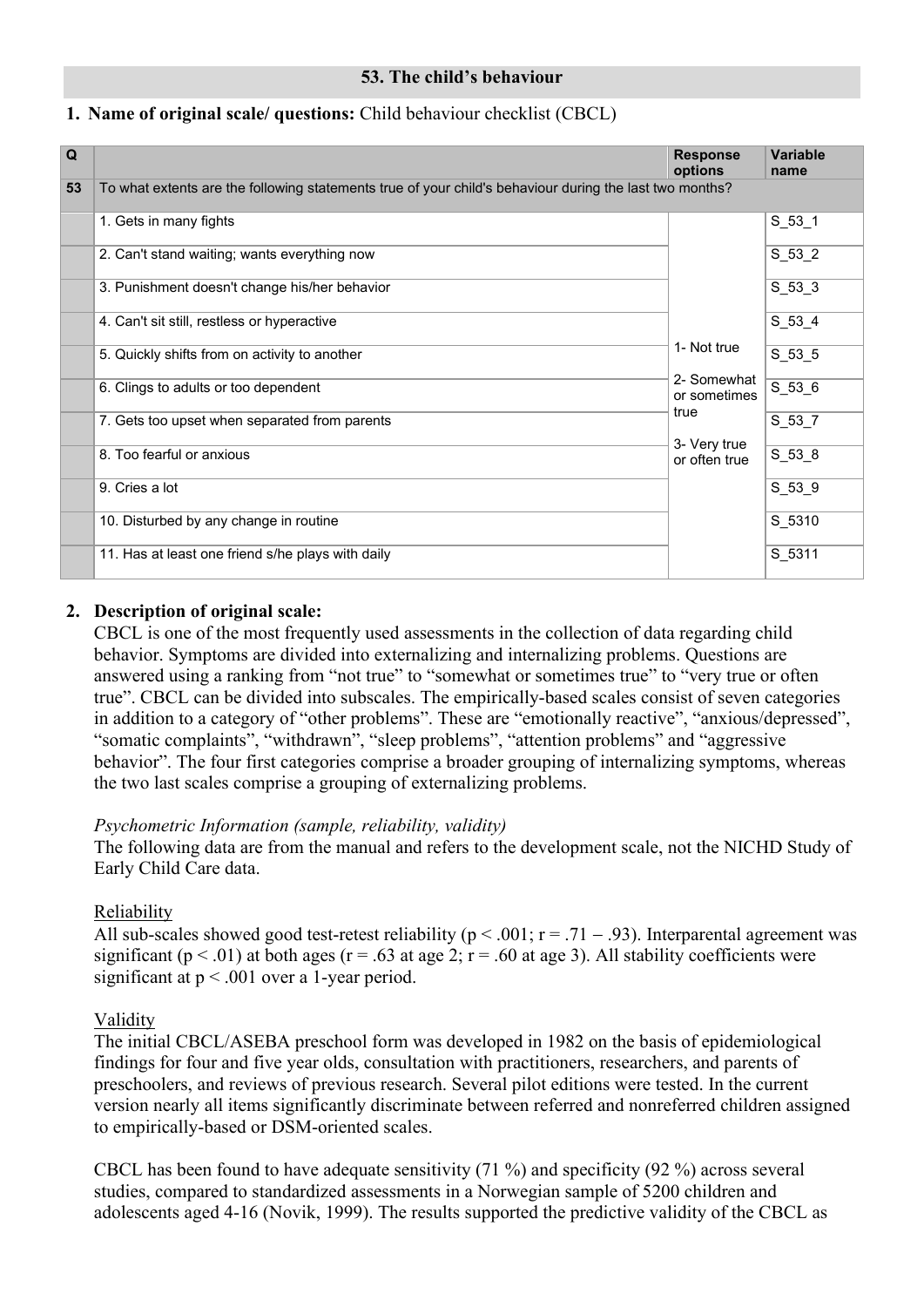## 53. The child's behaviour

**1. Name of original scale/ questions:** Child behaviour checklist (CBCL)

| Q | | Response options | Variable name |
|---|---|---|---|
| 53 | To what extents are the following statements true of your child's behaviour during the last two months? | | |
| | 1. Gets in many fights | 1- Not true<br>2- Somewhat or sometimes true<br>3- Very true or often true | S_53_1 |
| | 2. Can't stand waiting; wants everything now | | S_53_2 |
| | 3. Punishment doesn't change his/her behavior | | S_53_3 |
| | 4. Can't sit still, restless or hyperactive | | S_53_4 |
| | 5. Quickly shifts from on activity to another | | S_53_5 |
| | 6. Clings to adults or too dependent | | S_53_6 |
| | 7. Gets too upset when separated from parents | | S_53_7 |
| | 8. Too fearful or anxious | | S_53_8 |
| | 9. Cries a lot | | S_53_9 |
| | 10. Disturbed by any change in routine | | S_5310 |
| | 11. Has at least one friend s/he plays with daily | | S_5311 |

**2. Description of original scale:**

CBCL is one of the most frequently used assessments in the collection of data regarding child behavior. Symptoms are divided into externalizing and internalizing problems. Questions are answered using a ranking from "not true" to "somewhat or sometimes true" to "very true or often true". CBCL can be divided into subscales. The empirically-based scales consist of seven categories in addition to a category of "other problems". These are "emotionally reactive", "anxious/depressed", "somatic complaints", "withdrawn", "sleep problems", "attention problems" and "aggressive behavior". The four first categories comprise a broader grouping of internalizing symptoms, whereas the two last scales comprise a grouping of externalizing problems.

*Psychometric Information (sample, reliability, validity)*

The following data are from the manual and refers to the development scale, not the NICHD Study of Early Child Care data.

Reliability

All sub-scales showed good test-retest reliability ($p < .001$; $r = .71 - .93$). Interparental agreement was significant ($p < .01$) at both ages ($r = .63$ at age 2; $r = .60$ at age 3). All stability coefficients were significant at $p < .001$ over a 1-year period.

Validity

The initial CBCL/ASEBA preschool form was developed in 1982 on the basis of epidemiological findings for four and five year olds, consultation with practitioners, researchers, and parents of preschoolers, and reviews of previous research. Several pilot editions were tested. In the current version nearly all items significantly discriminate between referred and nonreferred children assigned to empirically-based or DSM-oriented scales.

CBCL has been found to have adequate sensitivity (71 %) and specificity (92 %) across several studies, compared to standardized assessments in a Norwegian sample of 5200 children and adolescents aged 4-16 (Novik, 1999). The results supported the predictive validity of the CBCL as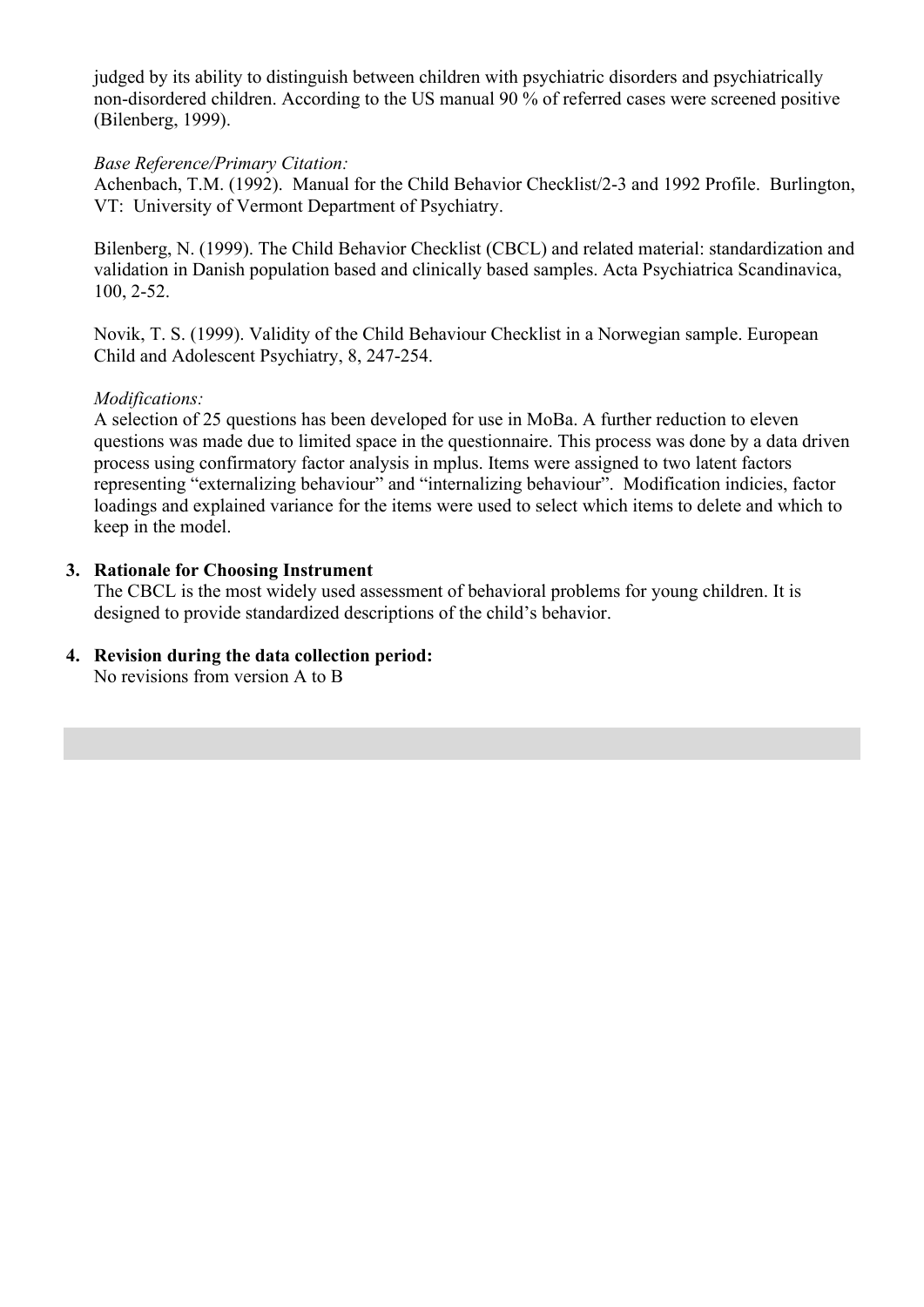judged by its ability to distinguish between children with psychiatric disorders and psychiatrically non-disordered children. According to the US manual 90 % of referred cases were screened positive (Bilenberg, 1999).

*Base Reference/Primary Citation:*

Achenbach, T.M. (1992). Manual for the Child Behavior Checklist/2-3 and 1992 Profile. Burlington, VT: University of Vermont Department of Psychiatry.

Bilenberg, N. (1999). The Child Behavior Checklist (CBCL) and related material: standardization and validation in Danish population based and clinically based samples. Acta Psychiatrica Scandinavica, 100, 2-52.

Novik, T. S. (1999). Validity of the Child Behaviour Checklist in a Norwegian sample. European Child and Adolescent Psychiatry, 8, 247-254.

*Modifications:*

A selection of 25 questions has been developed for use in MoBa. A further reduction to eleven questions was made due to limited space in the questionnaire. This process was done by a data driven process using confirmatory factor analysis in mplus. Items were assigned to two latent factors representing "externalizing behaviour" and "internalizing behaviour". Modification indicies, factor loadings and explained variance for the items were used to select which items to delete and which to keep in the model.

3. **Rationale for Choosing Instrument**

   The CBCL is the most widely used assessment of behavioral problems for young children. It is designed to provide standardized descriptions of the child's behavior.

4. **Revision during the data collection period:**

   No revisions from version A to B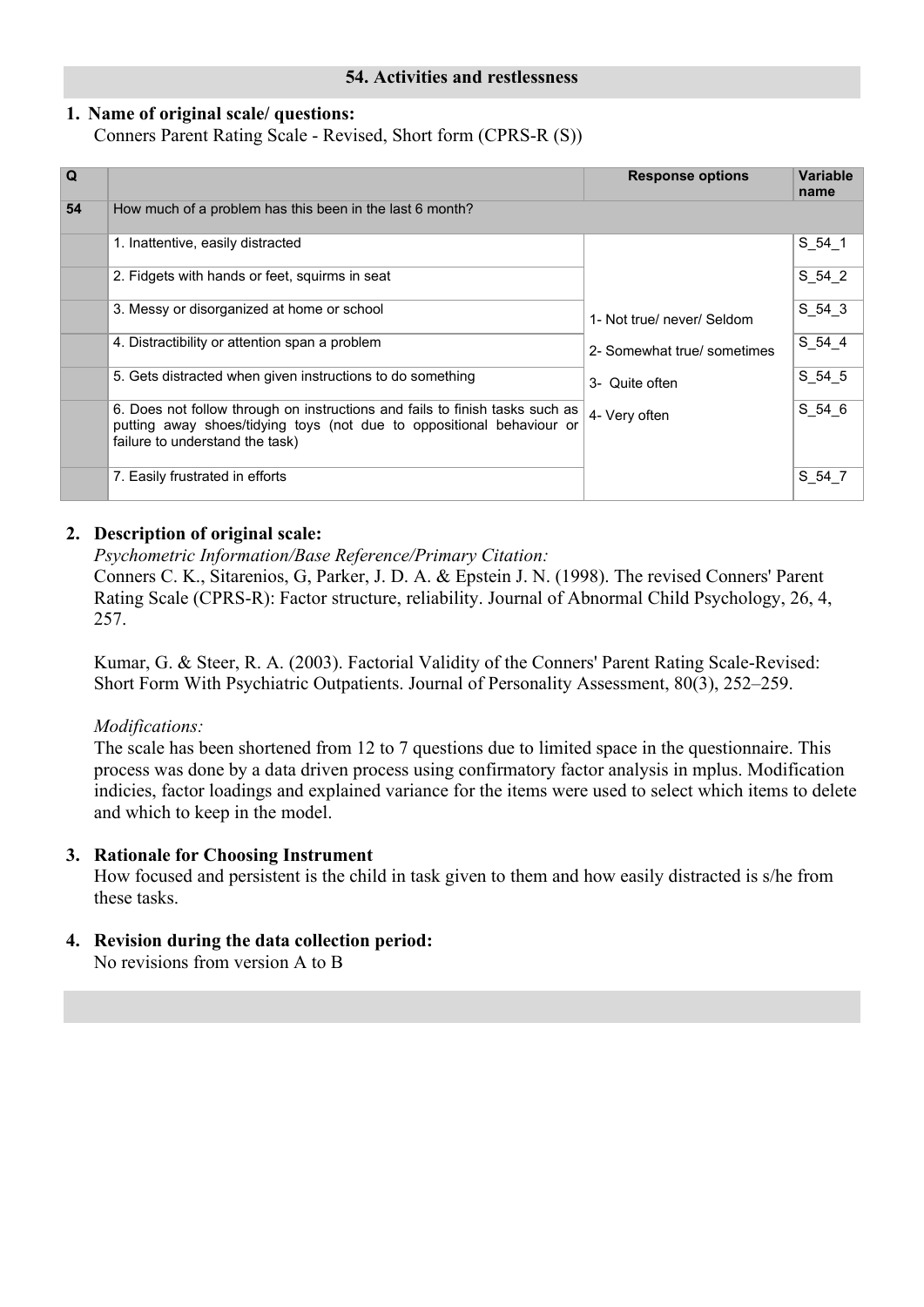## 54. Activities and restlessness

**1. Name of original scale/ questions:**
Conners Parent Rating Scale - Revised, Short form (CPRS-R (S))

| Q | | Response options | Variable name |
|---|---|---|---|
| **54** | How much of a problem has this been in the last 6 month? | | |
| | 1. Inattentive, easily distracted | 1- Not true/ never/ Seldom<br>2- Somewhat true/ sometimes<br>3- Quite often<br>4- Very often | S_54_1 |
| | 2. Fidgets with hands or feet, squirms in seat | | S_54_2 |
| | 3. Messy or disorganized at home or school | | S_54_3 |
| | 4. Distractibility or attention span a problem | | S_54_4 |
| | 5. Gets distracted when given instructions to do something | | S_54_5 |
| | 6. Does not follow through on instructions and fails to finish tasks such as putting away shoes/tidying toys (not due to oppositional behaviour or failure to understand the task) | | S_54_6 |
| | 7. Easily frustrated in efforts | | S_54_7 |

**2. Description of original scale:**

*Psychometric Information/Base Reference/Primary Citation:*

Conners C. K., Sitarenios, G, Parker, J. D. A. & Epstein J. N. (1998). The revised Conners' Parent Rating Scale (CPRS-R): Factor structure, reliability. Journal of Abnormal Child Psychology, 26, 4, 257.

Kumar, G. & Steer, R. A. (2003). Factorial Validity of the Conners' Parent Rating Scale-Revised: Short Form With Psychiatric Outpatients. Journal of Personality Assessment, 80(3), 252–259.

*Modifications:*

The scale has been shortened from 12 to 7 questions due to limited space in the questionnaire. This process was done by a data driven process using confirmatory factor analysis in mplus. Modification indicies, factor loadings and explained variance for the items were used to select which items to delete and which to keep in the model.

**3. Rationale for Choosing Instrument**

How focused and persistent is the child in task given to them and how easily distracted is s/he from these tasks.

**4. Revision during the data collection period:**

No revisions from version A to B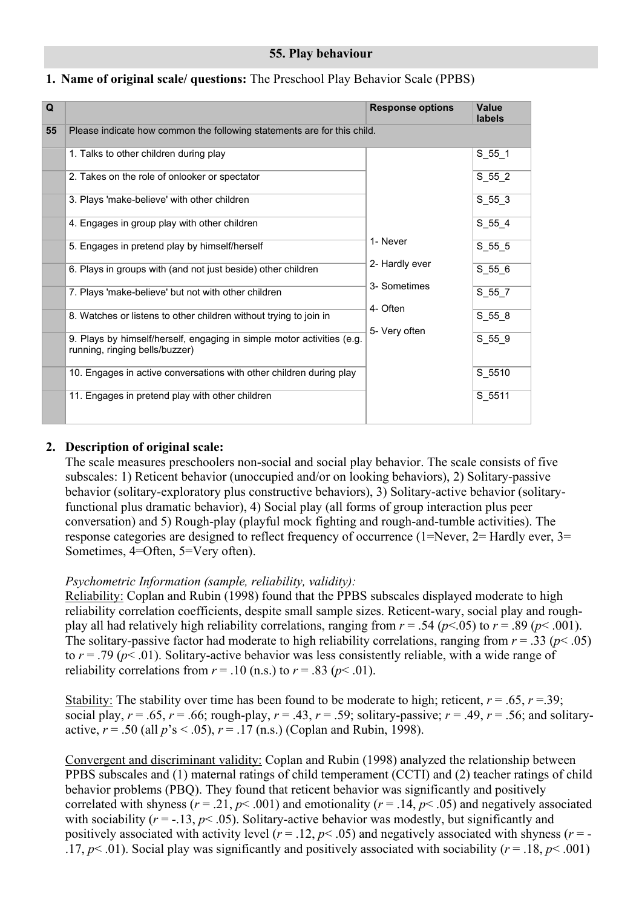## 55. Play behaviour

1. **Name of original scale/ questions:** The Preschool Play Behavior Scale (PPBS)

| Q | | Response options | Value labels |
|---|---|---|---|
| 55 | Please indicate how common the following statements are for this child. | | |
| | 1. Talks to other children during play | 1- Never<br>2- Hardly ever<br>3- Sometimes<br>4- Often<br>5- Very often | S_55_1 |
| | 2. Takes on the role of onlooker or spectator | | S_55_2 |
| | 3. Plays 'make-believe' with other children | | S_55_3 |
| | 4. Engages in group play with other children | | S_55_4 |
| | 5. Engages in pretend play by himself/herself | | S_55_5 |
| | 6. Plays in groups with (and not just beside) other children | | S_55_6 |
| | 7. Plays 'make-believe' but not with other children | | S_55_7 |
| | 8. Watches or listens to other children without trying to join in | | S_55_8 |
| | 9. Plays by himself/herself, engaging in simple motor activities (e.g. running, ringing bells/buzzer) | | S_55_9 |
| | 10. Engages in active conversations with other children during play | | S_5510 |
| | 11. Engages in pretend play with other children | | S_5511 |

2. **Description of original scale:**

The scale measures preschoolers non-social and social play behavior. The scale consists of five subscales: 1) Reticent behavior (unoccupied and/or on looking behaviors), 2) Solitary-passive behavior (solitary-exploratory plus constructive behaviors), 3) Solitary-active behavior (solitary-functional plus dramatic behavior), 4) Social play (all forms of group interaction plus peer conversation) and 5) Rough-play (playful mock fighting and rough-and-tumble activities). The response categories are designed to reflect frequency of occurrence (1=Never, 2= Hardly ever, 3= Sometimes, 4=Often, 5=Very often).

*Psychometric Information (sample, reliability, validity):*

Reliability: Coplan and Rubin (1998) found that the PPBS subscales displayed moderate to high reliability correlation coefficients, despite small sample sizes. Reticent-wary, social play and rough-play all had relatively high reliability correlations, ranging from $r = .54$ ($p<.05$) to $r = .89$ ($p< .001$). The solitary-passive factor had moderate to high reliability correlations, ranging from $r = .33$ ($p< .05$) to $r = .79$ ($p< .01$). Solitary-active behavior was less consistently reliable, with a wide range of reliability correlations from $r = .10$ (n.s.) to $r = .83$ ($p< .01$).

Stability: The stability over time has been found to be moderate to high; reticent, $r = .65$, $r =.39$; social play, $r = .65$, $r = .66$; rough-play, $r = .43$, $r = .59$; solitary-passive; $r = .49$, $r = .56$; and solitary-active, $r = .50$ (all $p$'s $< .05$), $r = .17$ (n.s.) (Coplan and Rubin, 1998).

Convergent and discriminant validity: Coplan and Rubin (1998) analyzed the relationship between PPBS subscales and (1) maternal ratings of child temperament (CCTI) and (2) teacher ratings of child behavior problems (PBQ). They found that reticent behavior was significantly and positively correlated with shyness ($r = .21$, $p< .001$) and emotionality ($r = .14$, $p< .05$) and negatively associated with sociability ($r = -.13$, $p< .05$). Solitary-active behavior was modestly, but significantly and positively associated with activity level ($r = .12$, $p< .05$) and negatively associated with shyness ($r = -.17$, $p< .01$). Social play was significantly and positively associated with sociability ($r = .18$, $p< .001$)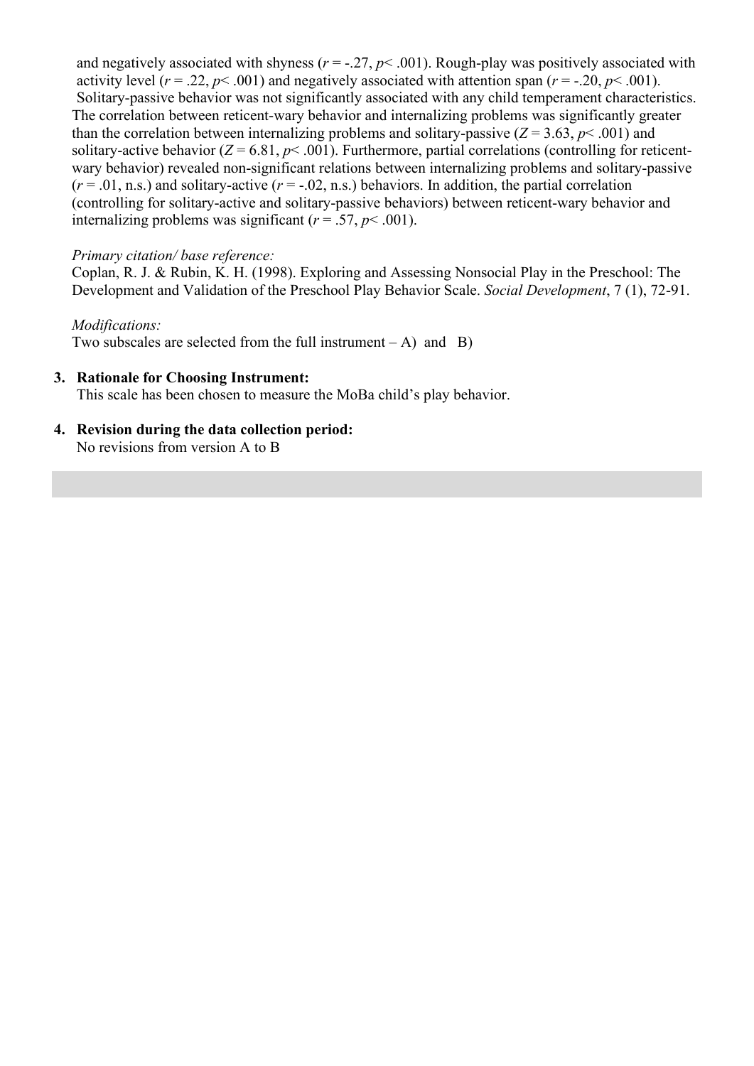and negatively associated with shyness ($r = -.27$, $p < .001$). Rough-play was positively associated with activity level ($r = .22$, $p < .001$) and negatively associated with attention span ($r = -.20$, $p < .001$). Solitary-passive behavior was not significantly associated with any child temperament characteristics. The correlation between reticent-wary behavior and internalizing problems was significantly greater than the correlation between internalizing problems and solitary-passive ($Z = 3.63$, $p < .001$) and solitary-active behavior ($Z = 6.81$, $p < .001$). Furthermore, partial correlations (controlling for reticent-wary behavior) revealed non-significant relations between internalizing problems and solitary-passive ($r = .01$, n.s.) and solitary-active ($r = -.02$, n.s.) behaviors. In addition, the partial correlation (controlling for solitary-active and solitary-passive behaviors) between reticent-wary behavior and internalizing problems was significant ($r = .57$, $p < .001$).

*Primary citation/ base reference:*
Coplan, R. J. & Rubin, K. H. (1998). Exploring and Assessing Nonsocial Play in the Preschool: The Development and Validation of the Preschool Play Behavior Scale. *Social Development*, 7 (1), 72-91.

*Modifications:*
Two subscales are selected from the full instrument – A) and B)

3. **Rationale for Choosing Instrument:**
   This scale has been chosen to measure the MoBa child's play behavior.

4. **Revision during the data collection period:**
   No revisions from version A to B